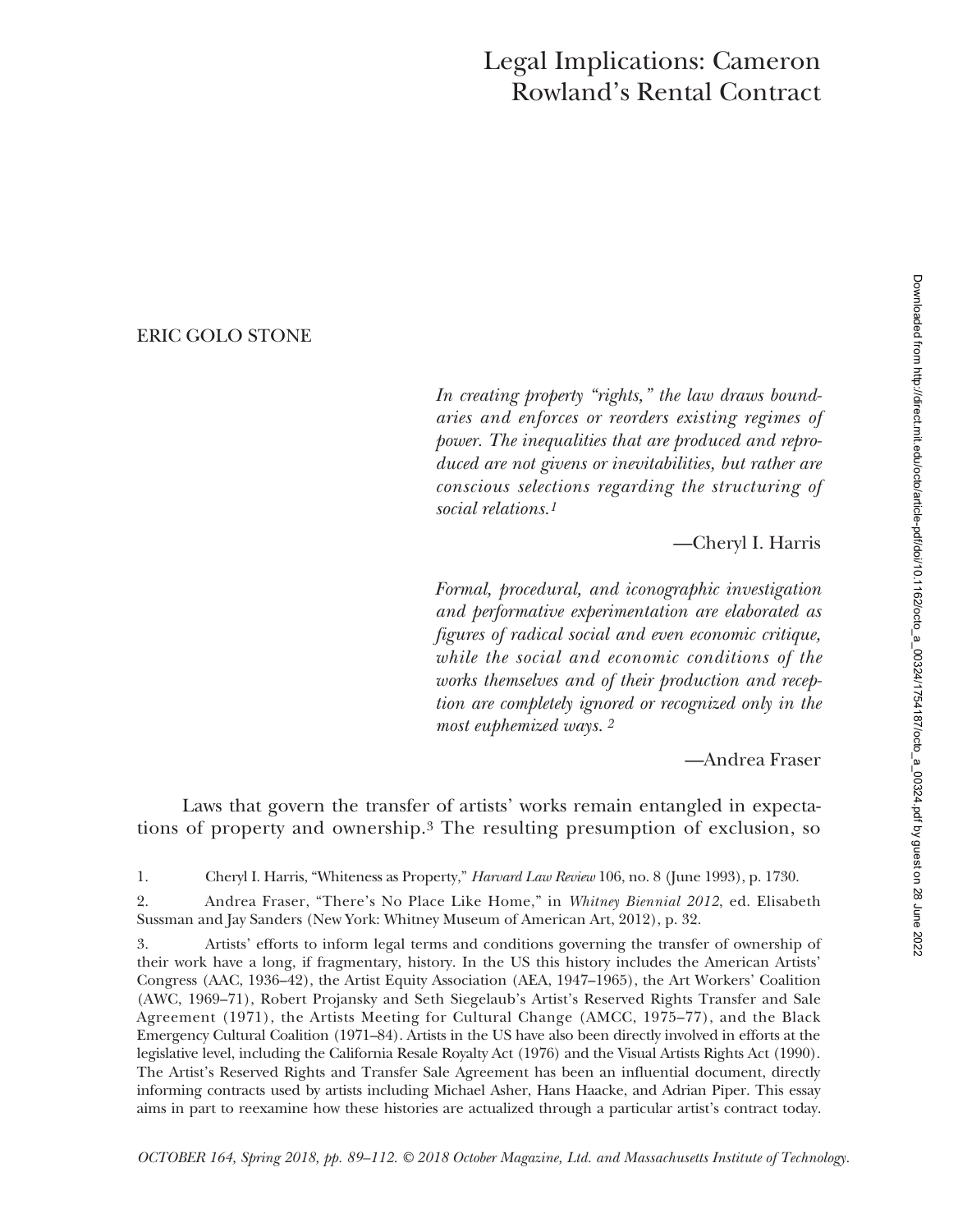# Legal Implications: Cameron Rowland's Rental Contract

ERIC GOLO STONE

*In creating property "rights," the law draws boundaries and enforces or reorders existing regimes of power. The inequalities that are produced and reproduced are not givens or inevitabilities, but rather are conscious selections regarding the structuring of social relations.*[1]

—Cheryl I. Harris

*Formal, procedural, and iconographic investigation and performative experimentation are elaborated as figures of radical social and even economic critique, while the social and economic conditions of the works themselves and of their production and reception are completely ignored or recognized only in the most euphemized ways.* [2]

—Andrea Fraser

Laws that govern the transfer of artists' works remain entangled in expectations of property and ownership.[3] The resulting presumption of exclusion, so

1. Cheryl I. Harris, "Whiteness as Property," *Harvard Law Review* 106, no. 8 (June 1993), p. 1730.

2. Andrea Fraser, "There's No Place Like Home," in *Whitney Biennial 2012*, ed. Elisabeth Sussman and Jay Sanders (New York: Whitney Museum of American Art, 2012), p. 32.

3. Artists' efforts to inform legal terms and conditions governing the transfer of ownership of their work have a long, if fragmentary, history. In the US this history includes the American Artists' Congress (AAC, 1936–42), the Artist Equity Association (AEA, 1947–1965), the Art Workers' Coalition (AWC, 1969–71), Robert Projansky and Seth Siegelaub's Artist's Reserved Rights Transfer and Sale Agreement (1971), the Artists Meeting for Cultural Change (AMCC, 1975–77), and the Black Emergency Cultural Coalition (1971–84). Artists in the US have also been directly involved in efforts at the legislative level, including the California Resale Royalty Act (1976) and the Visual Artists Rights Act (1990). The Artist's Reserved Rights and Transfer Sale Agreement has been an influential document, directly informing contracts used by artists including Michael Asher, Hans Haacke, and Adrian Piper. This essay aims in part to reexamine how these histories are actualized through a particular artist's contract today.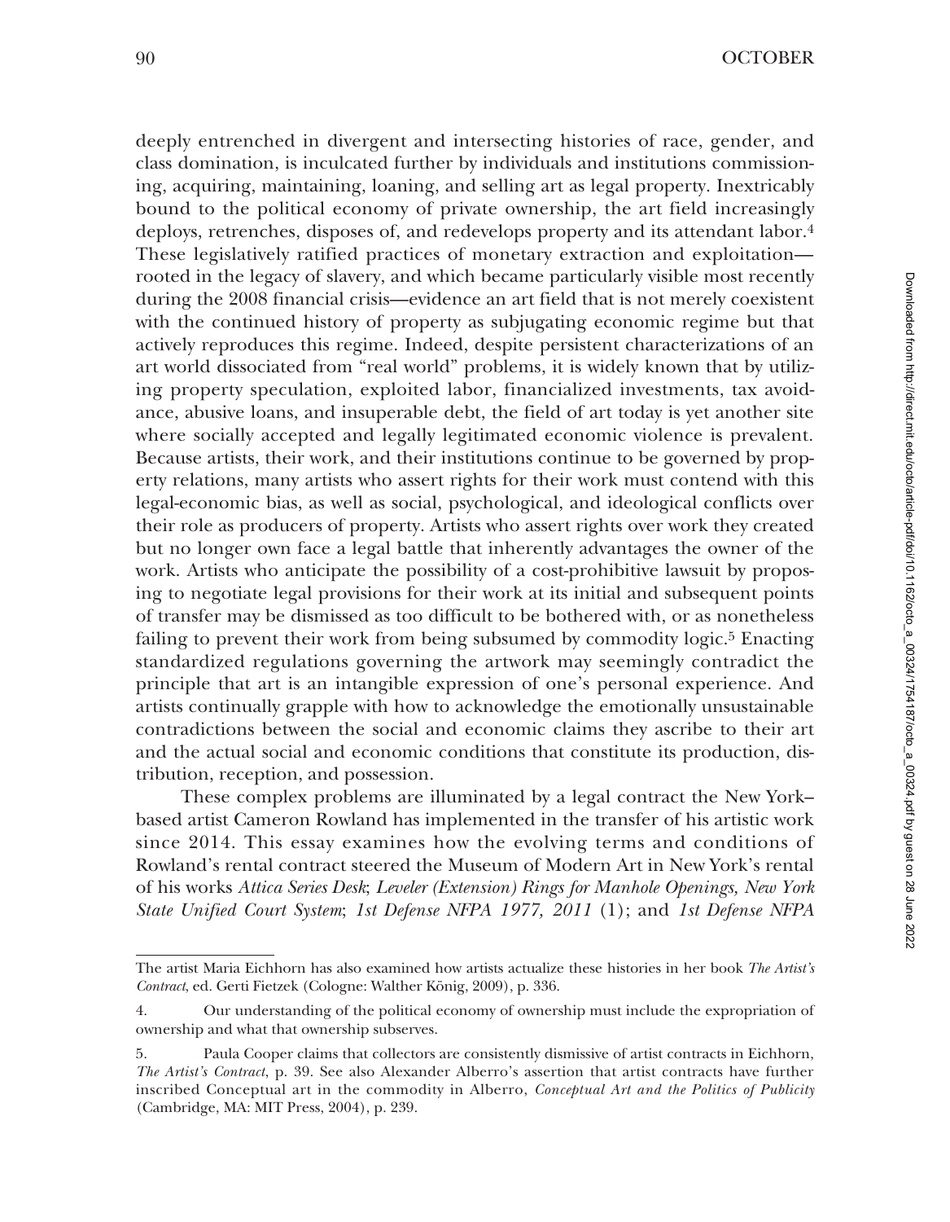deeply entrenched in divergent and intersecting histories of race, gender, and class domination, is inculcated further by individuals and institutions commissioning, acquiring, maintaining, loaning, and selling art as legal property. Inextricably bound to the political economy of private ownership, the art field increasingly deploys, retrenches, disposes of, and redevelops property and its attendant labor.[4] These legislatively ratified practices of monetary extraction and exploitation—rooted in the legacy of slavery, and which became particularly visible most recently during the 2008 financial crisis—evidence an art field that is not merely coexistent with the continued history of property as subjugating economic regime but that actively reproduces this regime. Indeed, despite persistent characterizations of an art world dissociated from "real world" problems, it is widely known that by utilizing property speculation, exploited labor, financialized investments, tax avoidance, abusive loans, and insuperable debt, the field of art today is yet another site where socially accepted and legally legitimated economic violence is prevalent. Because artists, their work, and their institutions continue to be governed by property relations, many artists who assert rights for their work must contend with this legal-economic bias, as well as social, psychological, and ideological conflicts over their role as producers of property. Artists who assert rights over work they created but no longer own face a legal battle that inherently advantages the owner of the work. Artists who anticipate the possibility of a cost-prohibitive lawsuit by proposing to negotiate legal provisions for their work at its initial and subsequent points of transfer may be dismissed as too difficult to be bothered with, or as nonetheless failing to prevent their work from being subsumed by commodity logic.[5] Enacting standardized regulations governing the artwork may seemingly contradict the principle that art is an intangible expression of one's personal experience. And artists continually grapple with how to acknowledge the emotionally unsustainable contradictions between the social and economic claims they ascribe to their art and the actual social and economic conditions that constitute its production, distribution, reception, and possession.

These complex problems are illuminated by a legal contract the New York–based artist Cameron Rowland has implemented in the transfer of his artistic work since 2014. This essay examines how the evolving terms and conditions of Rowland's rental contract steered the Museum of Modern Art in New York's rental of his works *Attica Series Desk*; *Leveler (Extension) Rings for Manhole Openings, New York State Unified Court System*; *1st Defense NFPA 1977, 2011* (1); and *1st Defense NFPA*

---

The artist Maria Eichhorn has also examined how artists actualize these histories in her book *The Artist's Contract*, ed. Gerti Fietzek (Cologne: Walther König, 2009), p. 336.

4. Our understanding of the political economy of ownership must include the expropriation of ownership and what that ownership subserves.

5. Paula Cooper claims that collectors are consistently dismissive of artist contracts in Eichhorn, *The Artist's Contract*, p. 39. See also Alexander Alberro's assertion that artist contracts have further inscribed Conceptual art in the commodity in Alberro, *Conceptual Art and the Politics of Publicity* (Cambridge, MA: MIT Press, 2004), p. 239.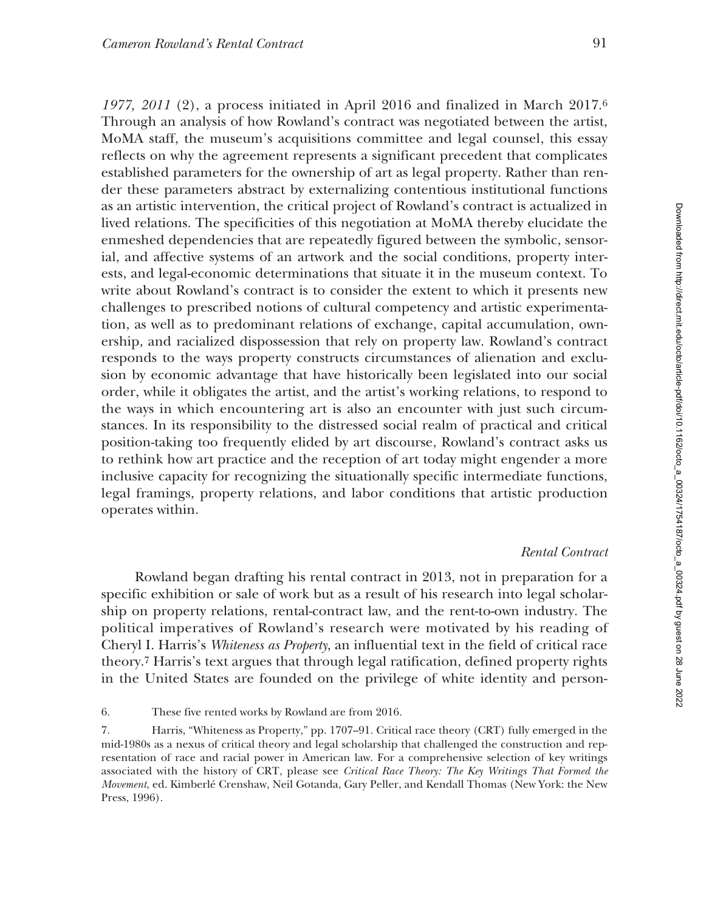*1977, 2011* (2), a process initiated in April 2016 and finalized in March 2017.[6] Through an analysis of how Rowland's contract was negotiated between the artist, MoMA staff, the museum's acquisitions committee and legal counsel, this essay reflects on why the agreement represents a significant precedent that complicates established parameters for the ownership of art as legal property. Rather than render these parameters abstract by externalizing contentious institutional functions as an artistic intervention, the critical project of Rowland's contract is actualized in lived relations. The specificities of this negotiation at MoMA thereby elucidate the enmeshed dependencies that are repeatedly figured between the symbolic, sensorial, and affective systems of an artwork and the social conditions, property interests, and legal-economic determinations that situate it in the museum context. To write about Rowland's contract is to consider the extent to which it presents new challenges to prescribed notions of cultural competency and artistic experimentation, as well as to predominant relations of exchange, capital accumulation, ownership, and racialized dispossession that rely on property law. Rowland's contract responds to the ways property constructs circumstances of alienation and exclusion by economic advantage that have historically been legislated into our social order, while it obligates the artist, and the artist's working relations, to respond to the ways in which encountering art is also an encounter with just such circumstances. In its responsibility to the distressed social realm of practical and critical position-taking too frequently elided by art discourse, Rowland's contract asks us to rethink how art practice and the reception of art today might engender a more inclusive capacity for recognizing the situationally specific intermediate functions, legal framings, property relations, and labor conditions that artistic production operates within.

### *Rental Contract*

Rowland began drafting his rental contract in 2013, not in preparation for a specific exhibition or sale of work but as a result of his research into legal scholarship on property relations, rental-contract law, and the rent-to-own industry. The political imperatives of Rowland's research were motivated by his reading of Cheryl I. Harris's *Whiteness as Property*, an influential text in the field of critical race theory.[7] Harris's text argues that through legal ratification, defined property rights in the United States are founded on the privilege of white identity and person-

6. These five rented works by Rowland are from 2016.

7. Harris, "Whiteness as Property," pp. 1707–91. Critical race theory (CRT) fully emerged in the mid-1980s as a nexus of critical theory and legal scholarship that challenged the construction and representation of race and racial power in American law. For a comprehensive selection of key writings associated with the history of CRT, please see *Critical Race Theory: The Key Writings That Formed the Movement*, ed. Kimberlé Crenshaw, Neil Gotanda, Gary Peller, and Kendall Thomas (New York: the New Press, 1996).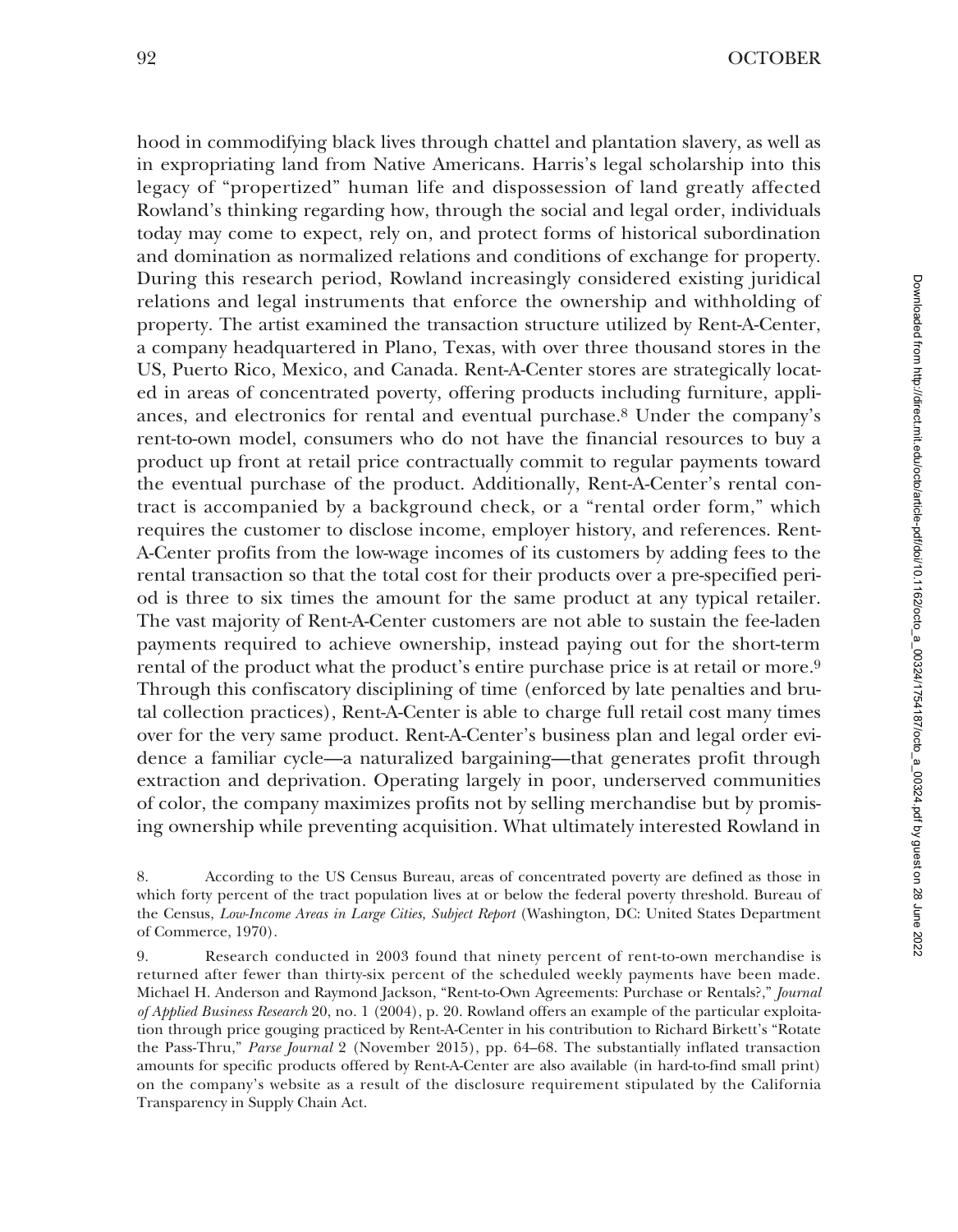hood in commodifying black lives through chattel and plantation slavery, as well as in expropriating land from Native Americans. Harris's legal scholarship into this legacy of "propertized" human life and dispossession of land greatly affected Rowland's thinking regarding how, through the social and legal order, individuals today may come to expect, rely on, and protect forms of historical subordination and domination as normalized relations and conditions of exchange for property. During this research period, Rowland increasingly considered existing juridical relations and legal instruments that enforce the ownership and withholding of property. The artist examined the transaction structure utilized by Rent-A-Center, a company headquartered in Plano, Texas, with over three thousand stores in the US, Puerto Rico, Mexico, and Canada. Rent-A-Center stores are strategically located in areas of concentrated poverty, offering products including furniture, appliances, and electronics for rental and eventual purchase.[8] Under the company's rent-to-own model, consumers who do not have the financial resources to buy a product up front at retail price contractually commit to regular payments toward the eventual purchase of the product. Additionally, Rent-A-Center's rental contract is accompanied by a background check, or a "rental order form," which requires the customer to disclose income, employer history, and references. Rent-A-Center profits from the low-wage incomes of its customers by adding fees to the rental transaction so that the total cost for their products over a pre-specified period is three to six times the amount for the same product at any typical retailer. The vast majority of Rent-A-Center customers are not able to sustain the fee-laden payments required to achieve ownership, instead paying out for the short-term rental of the product what the product's entire purchase price is at retail or more.[9] Through this confiscatory disciplining of time (enforced by late penalties and brutal collection practices), Rent-A-Center is able to charge full retail cost many times over for the very same product. Rent-A-Center's business plan and legal order evidence a familiar cycle—a naturalized bargaining—that generates profit through extraction and deprivation. Operating largely in poor, underserved communities of color, the company maximizes profits not by selling merchandise but by promising ownership while preventing acquisition. What ultimately interested Rowland in

8. According to the US Census Bureau, areas of concentrated poverty are defined as those in which forty percent of the tract population lives at or below the federal poverty threshold. Bureau of the Census, *Low-Income Areas in Large Cities, Subject Report* (Washington, DC: United States Department of Commerce, 1970).

9. Research conducted in 2003 found that ninety percent of rent-to-own merchandise is returned after fewer than thirty-six percent of the scheduled weekly payments have been made. Michael H. Anderson and Raymond Jackson, "Rent-to-Own Agreements: Purchase or Rentals?," *Journal of Applied Business Research* 20, no. 1 (2004), p. 20. Rowland offers an example of the particular exploitation through price gouging practiced by Rent-A-Center in his contribution to Richard Birkett's "Rotate the Pass-Thru," *Parse Journal* 2 (November 2015), pp. 64–68. The substantially inflated transaction amounts for specific products offered by Rent-A-Center are also available (in hard-to-find small print) on the company's website as a result of the disclosure requirement stipulated by the California Transparency in Supply Chain Act.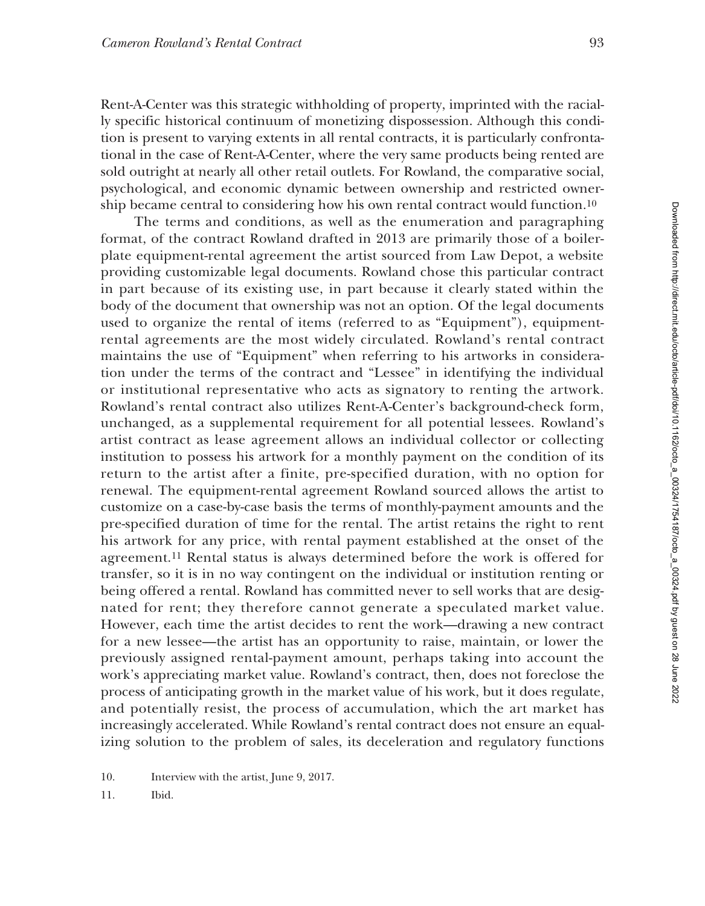Rent-A-Center was this strategic withholding of property, imprinted with the racially specific historical continuum of monetizing dispossession. Although this condition is present to varying extents in all rental contracts, it is particularly confrontational in the case of Rent-A-Center, where the very same products being rented are sold outright at nearly all other retail outlets. For Rowland, the comparative social, psychological, and economic dynamic between ownership and restricted ownership became central to considering how his own rental contract would function.[10]

The terms and conditions, as well as the enumeration and paragraphing format, of the contract Rowland drafted in 2013 are primarily those of a boilerplate equipment-rental agreement the artist sourced from Law Depot, a website providing customizable legal documents. Rowland chose this particular contract in part because of its existing use, in part because it clearly stated within the body of the document that ownership was not an option. Of the legal documents used to organize the rental of items (referred to as "Equipment"), equipment-rental agreements are the most widely circulated. Rowland's rental contract maintains the use of "Equipment" when referring to his artworks in consideration under the terms of the contract and "Lessee" in identifying the individual or institutional representative who acts as signatory to renting the artwork. Rowland's rental contract also utilizes Rent-A-Center's background-check form, unchanged, as a supplemental requirement for all potential lessees. Rowland's artist contract as lease agreement allows an individual collector or collecting institution to possess his artwork for a monthly payment on the condition of its return to the artist after a finite, pre-specified duration, with no option for renewal. The equipment-rental agreement Rowland sourced allows the artist to customize on a case-by-case basis the terms of monthly-payment amounts and the pre-specified duration of time for the rental. The artist retains the right to rent his artwork for any price, with rental payment established at the onset of the agreement.[11] Rental status is always determined before the work is offered for transfer, so it is in no way contingent on the individual or institution renting or being offered a rental. Rowland has committed never to sell works that are designated for rent; they therefore cannot generate a speculated market value. However, each time the artist decides to rent the work—drawing a new contract for a new lessee—the artist has an opportunity to raise, maintain, or lower the previously assigned rental-payment amount, perhaps taking into account the work's appreciating market value. Rowland's contract, then, does not foreclose the process of anticipating growth in the market value of his work, but it does regulate, and potentially resist, the process of accumulation, which the art market has increasingly accelerated. While Rowland's rental contract does not ensure an equalizing solution to the problem of sales, its deceleration and regulatory functions

10. Interview with the artist, June 9, 2017.

11. Ibid.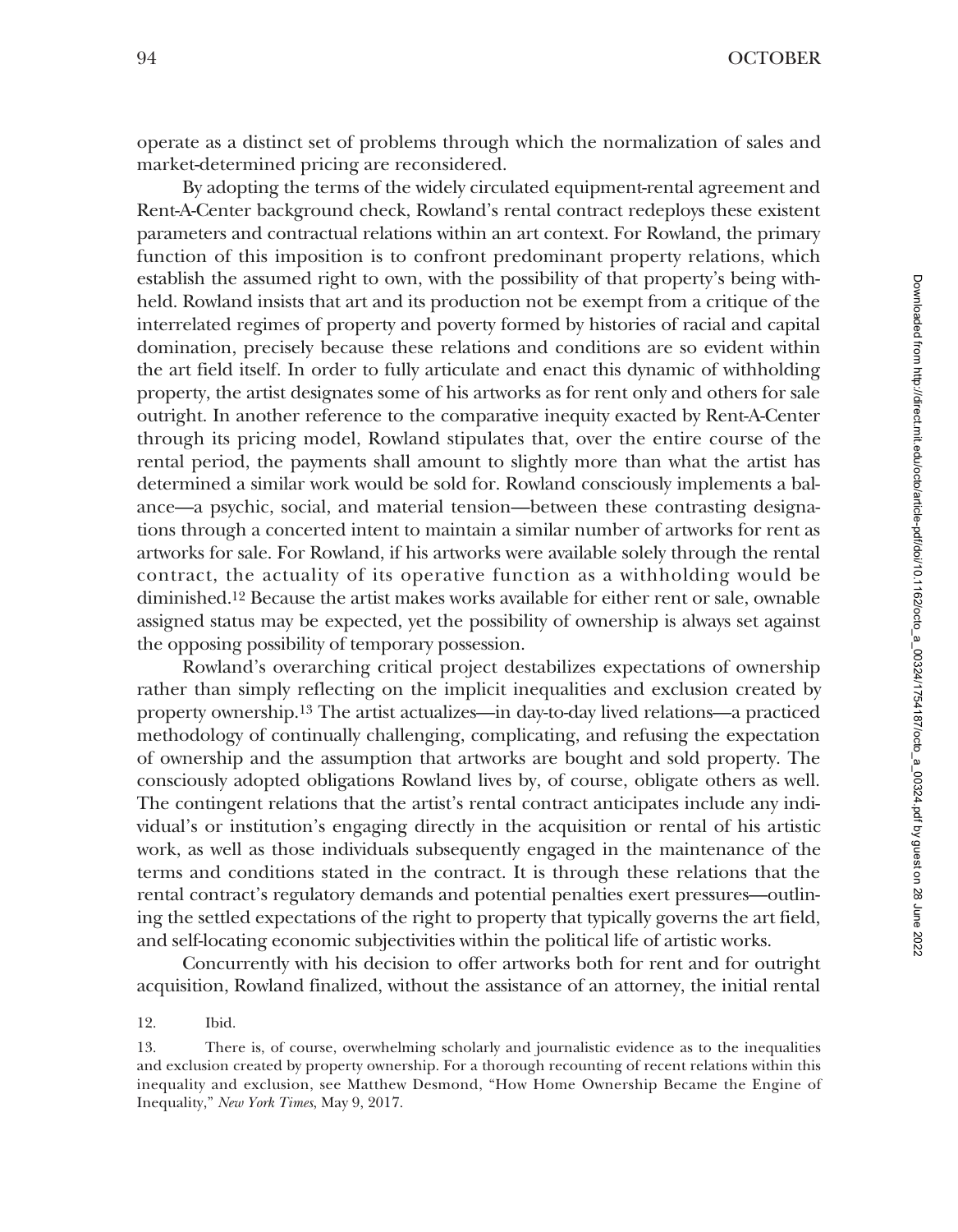operate as a distinct set of problems through which the normalization of sales and market-determined pricing are reconsidered.

By adopting the terms of the widely circulated equipment-rental agreement and Rent-A-Center background check, Rowland's rental contract redeploys these existent parameters and contractual relations within an art context. For Rowland, the primary function of this imposition is to confront predominant property relations, which establish the assumed right to own, with the possibility of that property's being withheld. Rowland insists that art and its production not be exempt from a critique of the interrelated regimes of property and poverty formed by histories of racial and capital domination, precisely because these relations and conditions are so evident within the art field itself. In order to fully articulate and enact this dynamic of withholding property, the artist designates some of his artworks as for rent only and others for sale outright. In another reference to the comparative inequity exacted by Rent-A-Center through its pricing model, Rowland stipulates that, over the entire course of the rental period, the payments shall amount to slightly more than what the artist has determined a similar work would be sold for. Rowland consciously implements a balance—a psychic, social, and material tension—between these contrasting designations through a concerted intent to maintain a similar number of artworks for rent as artworks for sale. For Rowland, if his artworks were available solely through the rental contract, the actuality of its operative function as a withholding would be diminished.[12] Because the artist makes works available for either rent or sale, ownable assigned status may be expected, yet the possibility of ownership is always set against the opposing possibility of temporary possession.

Rowland's overarching critical project destabilizes expectations of ownership rather than simply reflecting on the implicit inequalities and exclusion created by property ownership.[13] The artist actualizes—in day-to-day lived relations—a practiced methodology of continually challenging, complicating, and refusing the expectation of ownership and the assumption that artworks are bought and sold property. The consciously adopted obligations Rowland lives by, of course, obligate others as well. The contingent relations that the artist's rental contract anticipates include any individual's or institution's engaging directly in the acquisition or rental of his artistic work, as well as those individuals subsequently engaged in the maintenance of the terms and conditions stated in the contract. It is through these relations that the rental contract's regulatory demands and potential penalties exert pressures—outlining the settled expectations of the right to property that typically governs the art field, and self-locating economic subjectivities within the political life of artistic works.

Concurrently with his decision to offer artworks both for rent and for outright acquisition, Rowland finalized, without the assistance of an attorney, the initial rental

12. Ibid.

13. There is, of course, overwhelming scholarly and journalistic evidence as to the inequalities and exclusion created by property ownership. For a thorough recounting of recent relations within this inequality and exclusion, see Matthew Desmond, "How Home Ownership Became the Engine of Inequality," *New York Times*, May 9, 2017.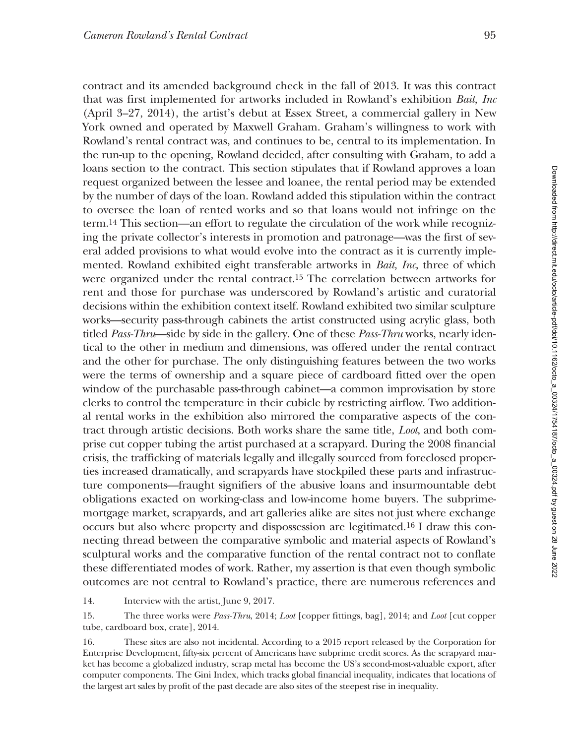contract and its amended background check in the fall of 2013. It was this contract that was first implemented for artworks included in Rowland's exhibition *Bait, Inc* (April 3–27, 2014), the artist's debut at Essex Street, a commercial gallery in New York owned and operated by Maxwell Graham. Graham's willingness to work with Rowland's rental contract was, and continues to be, central to its implementation. In the run-up to the opening, Rowland decided, after consulting with Graham, to add a loans section to the contract. This section stipulates that if Rowland approves a loan request organized between the lessee and loanee, the rental period may be extended by the number of days of the loan. Rowland added this stipulation within the contract to oversee the loan of rented works and so that loans would not infringe on the term.[14] This section—an effort to regulate the circulation of the work while recognizing the private collector's interests in promotion and patronage—was the first of several added provisions to what would evolve into the contract as it is currently implemented. Rowland exhibited eight transferable artworks in *Bait, Inc*, three of which were organized under the rental contract.[15] The correlation between artworks for rent and those for purchase was underscored by Rowland's artistic and curatorial decisions within the exhibition context itself. Rowland exhibited two similar sculpture works—security pass-through cabinets the artist constructed using acrylic glass, both titled *Pass-Thru*—side by side in the gallery. One of these *Pass-Thru* works, nearly identical to the other in medium and dimensions, was offered under the rental contract and the other for purchase. The only distinguishing features between the two works were the terms of ownership and a square piece of cardboard fitted over the open window of the purchasable pass-through cabinet—a common improvisation by store clerks to control the temperature in their cubicle by restricting airflow. Two additional rental works in the exhibition also mirrored the comparative aspects of the contract through artistic decisions. Both works share the same title, *Loot*, and both comprise cut copper tubing the artist purchased at a scrapyard. During the 2008 financial crisis, the trafficking of materials legally and illegally sourced from foreclosed properties increased dramatically, and scrapyards have stockpiled these parts and infrastructure components—fraught signifiers of the abusive loans and insurmountable debt obligations exacted on working-class and low-income home buyers. The subprime-mortgage market, scrapyards, and art galleries alike are sites not just where exchange occurs but also where property and dispossession are legitimated.[16] I draw this connecting thread between the comparative symbolic and material aspects of Rowland's sculptural works and the comparative function of the rental contract not to conflate these differentiated modes of work. Rather, my assertion is that even though symbolic outcomes are not central to Rowland's practice, there are numerous references and

14. Interview with the artist, June 9, 2017.

15. The three works were *Pass-Thru*, 2014; *Loot* [copper fittings, bag], 2014; and *Loot* [cut copper tube, cardboard box, crate], 2014.

16. These sites are also not incidental. According to a 2015 report released by the Corporation for Enterprise Development, fifty-six percent of Americans have subprime credit scores. As the scrapyard market has become a globalized industry, scrap metal has become the US's second-most-valuable export, after computer components. The Gini Index, which tracks global financial inequality, indicates that locations of the largest art sales by profit of the past decade are also sites of the steepest rise in inequality.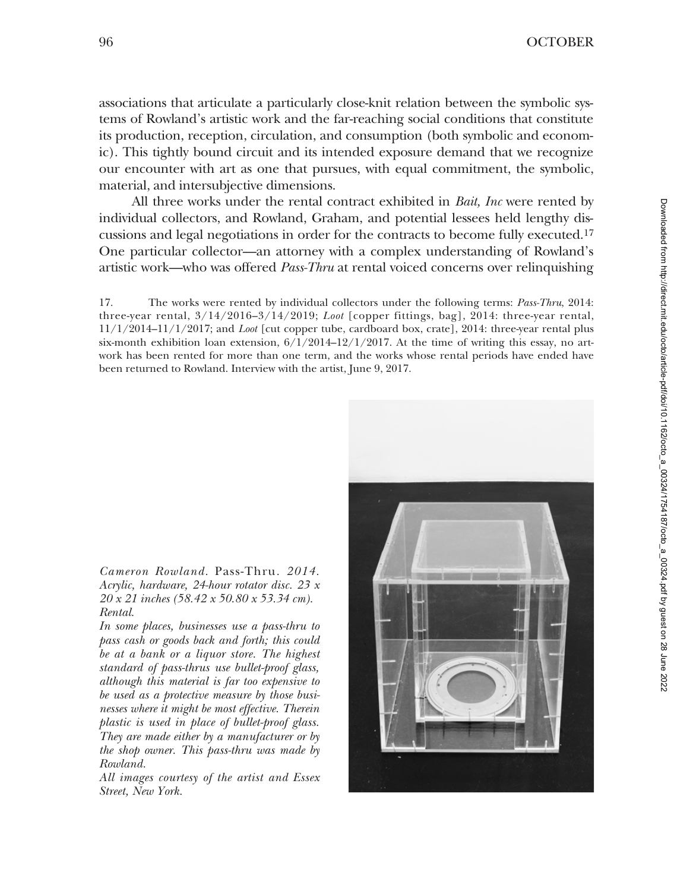associations that articulate a particularly close-knit relation between the symbolic systems of Rowland's artistic work and the far-reaching social conditions that constitute its production, reception, circulation, and consumption (both symbolic and economic). This tightly bound circuit and its intended exposure demand that we recognize our encounter with art as one that pursues, with equal commitment, the symbolic, material, and intersubjective dimensions.

All three works under the rental contract exhibited in *Bait, Inc* were rented by individual collectors, and Rowland, Graham, and potential lessees held lengthy discussions and legal negotiations in order for the contracts to become fully executed.[17] One particular collector—an attorney with a complex understanding of Rowland's artistic work—who was offered *Pass-Thru* at rental voiced concerns over relinquishing

17. The works were rented by individual collectors under the following terms: *Pass-Thru*, 2014: three-year rental, 3/14/2016–3/14/2019; *Loot* [copper fittings, bag], 2014: three-year rental, 11/1/2014–11/1/2017; and *Loot* [cut copper tube, cardboard box, crate], 2014: three-year rental plus six-month exhibition loan extension, 6/1/2014–12/1/2017. At the time of writing this essay, no artwork has been rented for more than one term, and the works whose rental periods have ended have been returned to Rowland. Interview with the artist, June 9, 2017.

*Cameron Rowland.* Pass-Thru. *2014. Acrylic, hardware, 24-hour rotator disc. 23 x 20 x 21 inches (58.42 x 50.80 x 53.34 cm). Rental.*
*In some places, businesses use a pass-thru to pass cash or goods back and forth; this could be at a bank or a liquor store. The highest standard of pass-thrus use bullet-proof glass, although this material is far too expensive to be used as a protective measure by those businesses where it might be most effective. Therein plastic is used in place of bullet-proof glass. They are made either by a manufacturer or by the shop owner. This pass-thru was made by Rowland.*
*All images courtesy of the artist and Essex Street, New York.*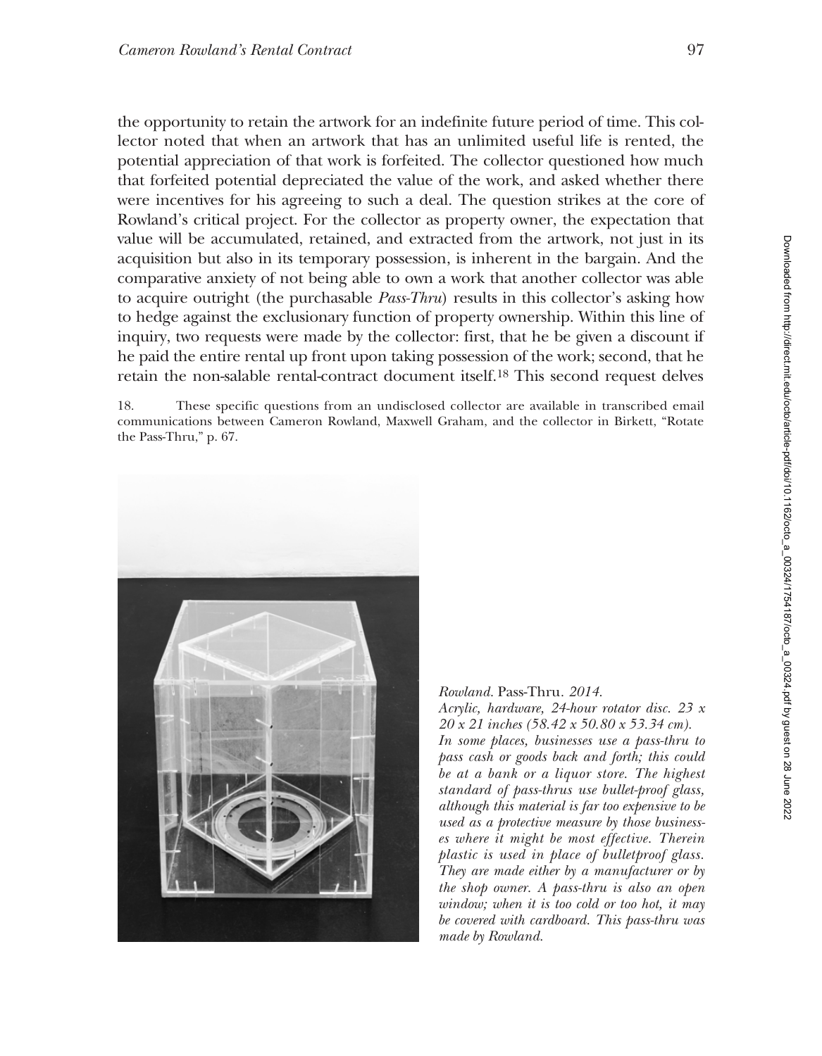the opportunity to retain the artwork for an indefinite future period of time. This collector noted that when an artwork that has an unlimited useful life is rented, the potential appreciation of that work is forfeited. The collector questioned how much that forfeited potential depreciated the value of the work, and asked whether there were incentives for his agreeing to such a deal. The question strikes at the core of Rowland's critical project. For the collector as property owner, the expectation that value will be accumulated, retained, and extracted from the artwork, not just in its acquisition but also in its temporary possession, is inherent in the bargain. And the comparative anxiety of not being able to own a work that another collector was able to acquire outright (the purchasable *Pass-Thru*) results in this collector's asking how to hedge against the exclusionary function of property ownership. Within this line of inquiry, two requests were made by the collector: first, that he be given a discount if he paid the entire rental up front upon taking possession of the work; second, that he retain the non-salable rental-contract document itself.[18] This second request delves

18. These specific questions from an undisclosed collector are available in transcribed email communications between Cameron Rowland, Maxwell Graham, and the collector in Birkett, "Rotate the Pass-Thru," p. 67.

*Rowland.* Pass-Thru. *2014.*
*Acrylic, hardware, 24-hour rotator disc. 23 x 20 x 21 inches (58.42 x 50.80 x 53.34 cm).*
*In some places, businesses use a pass-thru to pass cash or goods back and forth; this could be at a bank or a liquor store. The highest standard of pass-thrus use bullet-proof glass, although this material is far too expensive to be used as a protective measure by those businesses where it might be most effective. Therein plastic is used in place of bulletproof glass. They are made either by a manufacturer or by the shop owner. A pass-thru is also an open window; when it is too cold or too hot, it may be covered with cardboard. This pass-thru was made by Rowland.*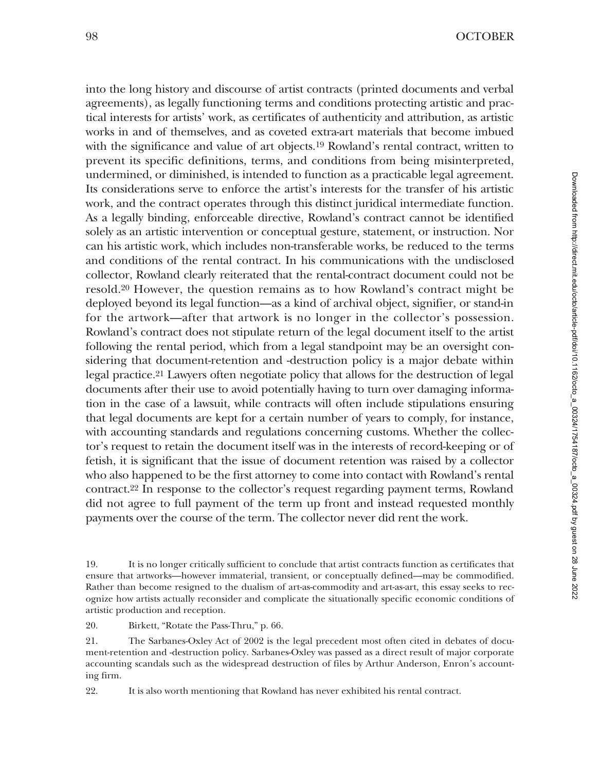into the long history and discourse of artist contracts (printed documents and verbal agreements), as legally functioning terms and conditions protecting artistic and practical interests for artists' work, as certificates of authenticity and attribution, as artistic works in and of themselves, and as coveted extra-art materials that become imbued with the significance and value of art objects.[19] Rowland's rental contract, written to prevent its specific definitions, terms, and conditions from being misinterpreted, undermined, or diminished, is intended to function as a practicable legal agreement. Its considerations serve to enforce the artist's interests for the transfer of his artistic work, and the contract operates through this distinct juridical intermediate function. As a legally binding, enforceable directive, Rowland's contract cannot be identified solely as an artistic intervention or conceptual gesture, statement, or instruction. Nor can his artistic work, which includes non-transferable works, be reduced to the terms and conditions of the rental contract. In his communications with the undisclosed collector, Rowland clearly reiterated that the rental-contract document could not be resold.[20] However, the question remains as to how Rowland's contract might be deployed beyond its legal function—as a kind of archival object, signifier, or stand-in for the artwork—after that artwork is no longer in the collector's possession. Rowland's contract does not stipulate return of the legal document itself to the artist following the rental period, which from a legal standpoint may be an oversight considering that document-retention and -destruction policy is a major debate within legal practice.[21] Lawyers often negotiate policy that allows for the destruction of legal documents after their use to avoid potentially having to turn over damaging information in the case of a lawsuit, while contracts will often include stipulations ensuring that legal documents are kept for a certain number of years to comply, for instance, with accounting standards and regulations concerning customs. Whether the collector's request to retain the document itself was in the interests of record-keeping or of fetish, it is significant that the issue of document retention was raised by a collector who also happened to be the first attorney to come into contact with Rowland's rental contract.[22] In response to the collector's request regarding payment terms, Rowland did not agree to full payment of the term up front and instead requested monthly payments over the course of the term. The collector never did rent the work.

19. It is no longer critically sufficient to conclude that artist contracts function as certificates that ensure that artworks—however immaterial, transient, or conceptually defined—may be commodified. Rather than become resigned to the dualism of art-as-commodity and art-as-art, this essay seeks to recognize how artists actually reconsider and complicate the situationally specific economic conditions of artistic production and reception.

20. Birkett, "Rotate the Pass-Thru," p. 66.

21. The Sarbanes-Oxley Act of 2002 is the legal precedent most often cited in debates of document-retention and -destruction policy. Sarbanes-Oxley was passed as a direct result of major corporate accounting scandals such as the widespread destruction of files by Arthur Anderson, Enron's accounting firm.

22. It is also worth mentioning that Rowland has never exhibited his rental contract.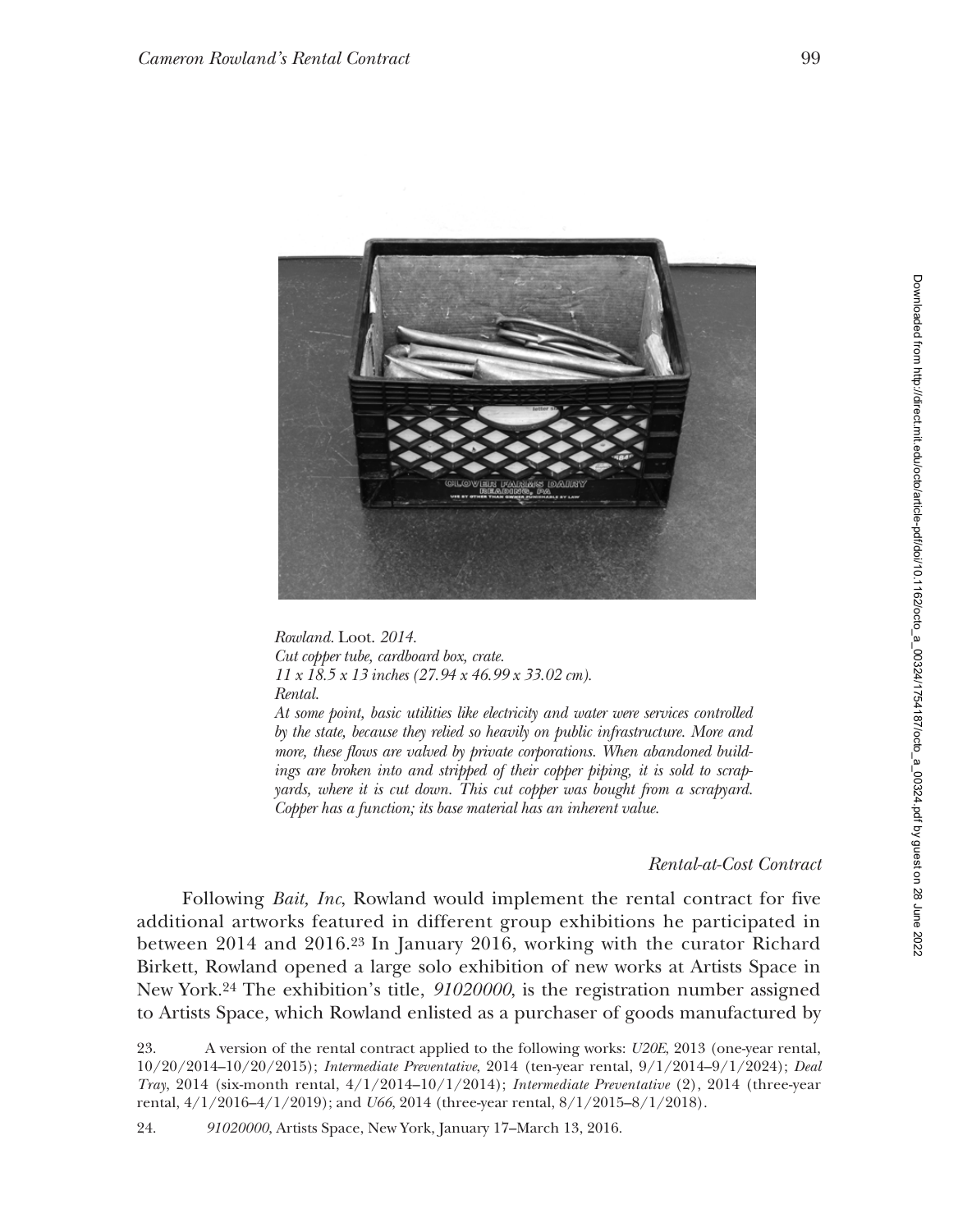*Rowland.* Loot. *2014.*
*Cut copper tube, cardboard box, crate.*
*11 x 18.5 x 13 inches (27.94 x 46.99 x 33.02 cm).*
*Rental.*
*At some point, basic utilities like electricity and water were services controlled by the state, because they relied so heavily on public infrastructure. More and more, these flows are valved by private corporations. When abandoned buildings are broken into and stripped of their copper piping, it is sold to scrapyards, where it is cut down. This cut copper was bought from a scrapyard. Copper has a function; its base material has an inherent value.*

### *Rental-at-Cost Contract*

Following *Bait, Inc*, Rowland would implement the rental contract for five additional artworks featured in different group exhibitions he participated in between 2014 and 2016.[23] In January 2016, working with the curator Richard Birkett, Rowland opened a large solo exhibition of new works at Artists Space in New York.[24] The exhibition's title, *91020000*, is the registration number assigned to Artists Space, which Rowland enlisted as a purchaser of goods manufactured by

23. A version of the rental contract applied to the following works: *U20E*, 2013 (one-year rental, 10/20/2014–10/20/2015); *Intermediate Preventative*, 2014 (ten-year rental, 9/1/2014–9/1/2024); *Deal Tray*, 2014 (six-month rental, 4/1/2014–10/1/2014); *Intermediate Preventative* (2), 2014 (three-year rental, 4/1/2016–4/1/2019); and *U66*, 2014 (three-year rental, 8/1/2015–8/1/2018).

24. *91020000*, Artists Space, New York, January 17–March 13, 2016.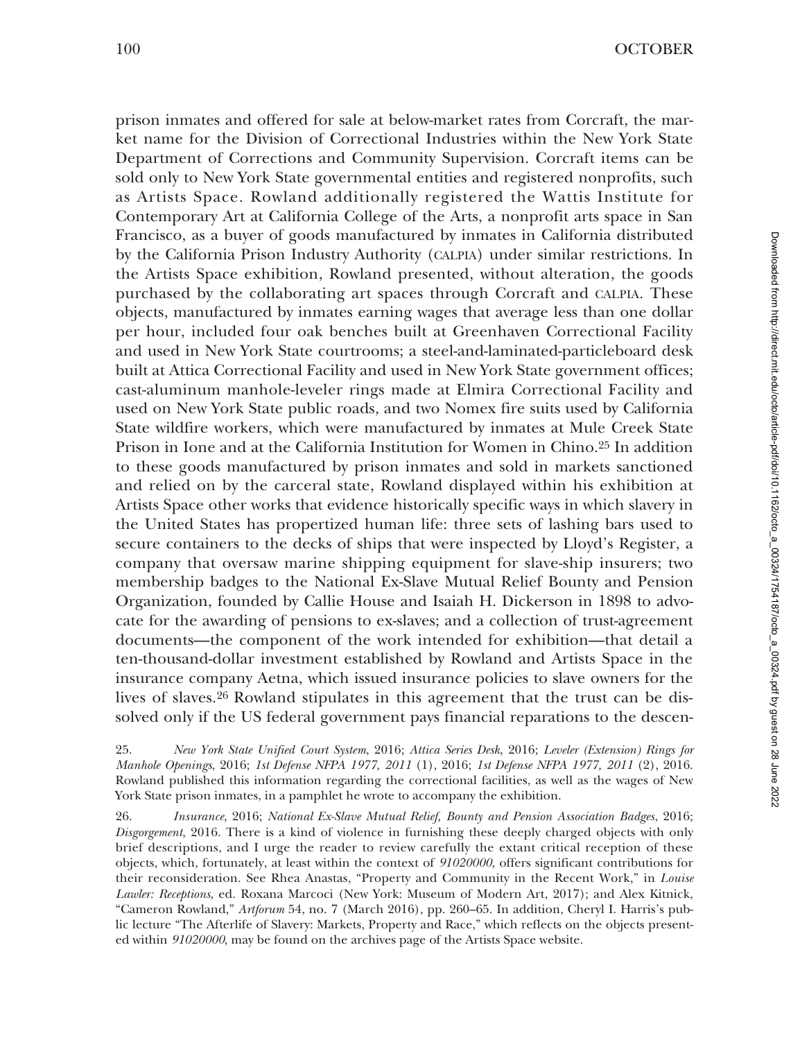prison inmates and offered for sale at below-market rates from Corcraft, the market name for the Division of Correctional Industries within the New York State Department of Corrections and Community Supervision. Corcraft items can be sold only to New York State governmental entities and registered nonprofits, such as Artists Space. Rowland additionally registered the Wattis Institute for Contemporary Art at California College of the Arts, a nonprofit arts space in San Francisco, as a buyer of goods manufactured by inmates in California distributed by the California Prison Industry Authority (CALPIA) under similar restrictions. In the Artists Space exhibition, Rowland presented, without alteration, the goods purchased by the collaborating art spaces through Corcraft and CALPIA. These objects, manufactured by inmates earning wages that average less than one dollar per hour, included four oak benches built at Greenhaven Correctional Facility and used in New York State courtrooms; a steel-and-laminated-particleboard desk built at Attica Correctional Facility and used in New York State government offices; cast-aluminum manhole-leveler rings made at Elmira Correctional Facility and used on New York State public roads, and two Nomex fire suits used by California State wildfire workers, which were manufactured by inmates at Mule Creek State Prison in Ione and at the California Institution for Women in Chino.[25] In addition to these goods manufactured by prison inmates and sold in markets sanctioned and relied on by the carceral state, Rowland displayed within his exhibition at Artists Space other works that evidence historically specific ways in which slavery in the United States has propertized human life: three sets of lashing bars used to secure containers to the decks of ships that were inspected by Lloyd's Register, a company that oversaw marine shipping equipment for slave-ship insurers; two membership badges to the National Ex-Slave Mutual Relief Bounty and Pension Organization, founded by Callie House and Isaiah H. Dickerson in 1898 to advocate for the awarding of pensions to ex-slaves; and a collection of trust-agreement documents—the component of the work intended for exhibition—that detail a ten-thousand-dollar investment established by Rowland and Artists Space in the insurance company Aetna, which issued insurance policies to slave owners for the lives of slaves.[26] Rowland stipulates in this agreement that the trust can be dissolved only if the US federal government pays financial reparations to the descen-

25. *New York State Unified Court System*, 2016; *Attica Series Desk*, 2016; *Leveler (Extension) Rings for Manhole Openings*, 2016; *1st Defense NFPA 1977, 2011* (1), 2016; *1st Defense NFPA 1977, 2011* (2), 2016. Rowland published this information regarding the correctional facilities, as well as the wages of New York State prison inmates, in a pamphlet he wrote to accompany the exhibition.

26. *Insurance*, 2016; *National Ex-Slave Mutual Relief, Bounty and Pension Association Badges*, 2016; *Disgorgement*, 2016. There is a kind of violence in furnishing these deeply charged objects with only brief descriptions, and I urge the reader to review carefully the extant critical reception of these objects, which, fortunately, at least within the context of *91020000*, offers significant contributions for their reconsideration. See Rhea Anastas, "Property and Community in the Recent Work," in *Louise Lawler: Receptions*, ed. Roxana Marcoci (New York: Museum of Modern Art, 2017); and Alex Kitnick, "Cameron Rowland," *Artforum* 54, no. 7 (March 2016), pp. 260–65. In addition, Cheryl I. Harris's public lecture "The Afterlife of Slavery: Markets, Property and Race," which reflects on the objects presented within *91020000*, may be found on the archives page of the Artists Space website.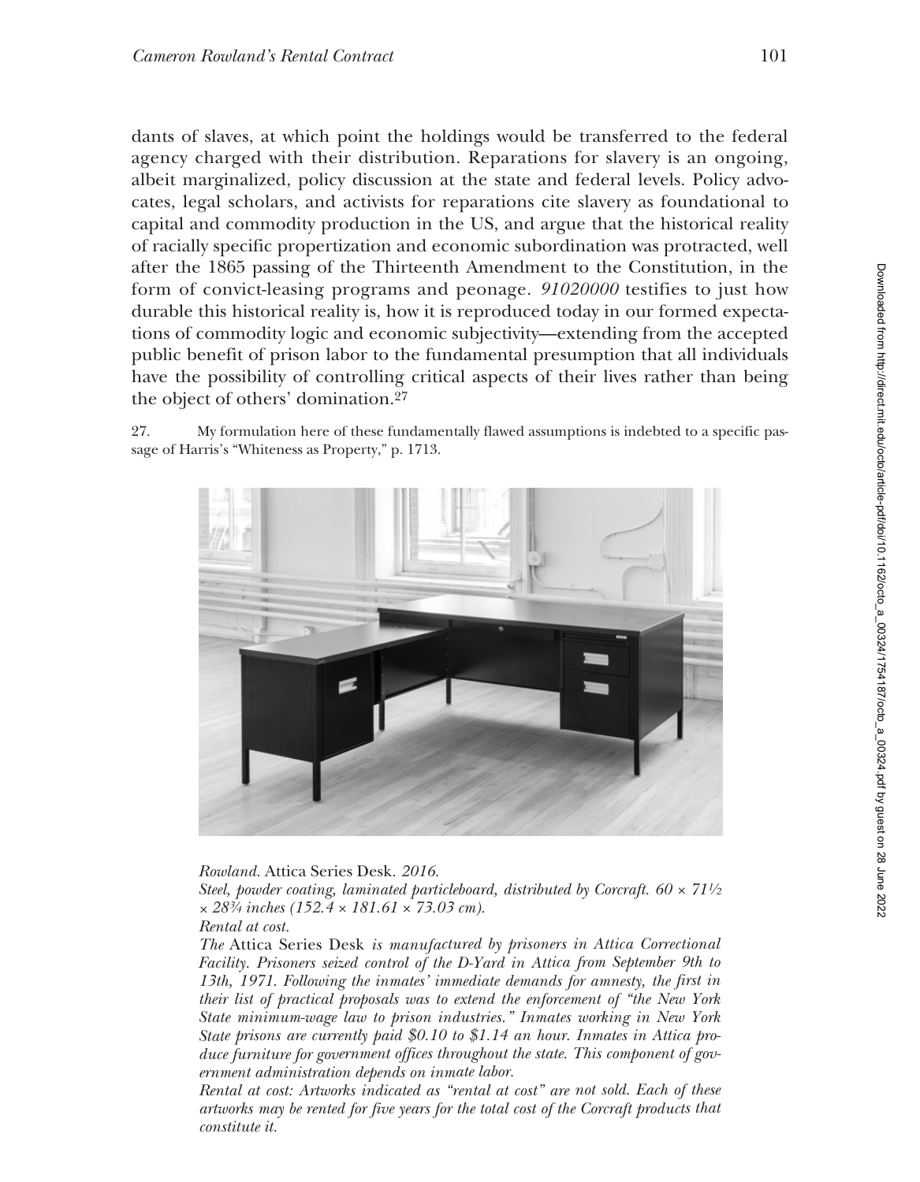dants of slaves, at which point the holdings would be transferred to the federal agency charged with their distribution. Reparations for slavery is an ongoing, albeit marginalized, policy discussion at the state and federal levels. Policy advocates, legal scholars, and activists for reparations cite slavery as foundational to capital and commodity production in the US, and argue that the historical reality of racially specific propertization and economic subordination was protracted, well after the 1865 passing of the Thirteenth Amendment to the Constitution, in the form of convict-leasing programs and peonage. *91020000* testifies to just how durable this historical reality is, how it is reproduced today in our formed expectations of commodity logic and economic subjectivity—extending from the accepted public benefit of prison labor to the fundamental presumption that all individuals have the possibility of controlling critical aspects of their lives rather than being the object of others' domination.[27]

27. My formulation here of these fundamentally flawed assumptions is indebted to a specific passage of Harris's "Whiteness as Property," p. 1713.

*Rowland.* Attica Series Desk. *2016.*
*Steel, powder coating, laminated particleboard, distributed by Corcraft. 60 × 71½ × 28¾ inches (152.4 × 181.61 × 73.03 cm).*
*Rental at cost.*
*The* Attica Series Desk *is manufactured by prisoners in Attica Correctional Facility. Prisoners seized control of the D-Yard in Attica from September 9th to 13th, 1971. Following the inmates' immediate demands for amnesty, the first in their list of practical proposals was to extend the enforcement of "the New York State minimum-wage law to prison industries." Inmates working in New York State prisons are currently paid $0.10 to $1.14 an hour. Inmates in Attica produce furniture for government offices throughout the state. This component of government administration depends on inmate labor.*
*Rental at cost: Artworks indicated as "rental at cost" are not sold. Each of these artworks may be rented for five years for the total cost of the Corcraft products that constitute it.*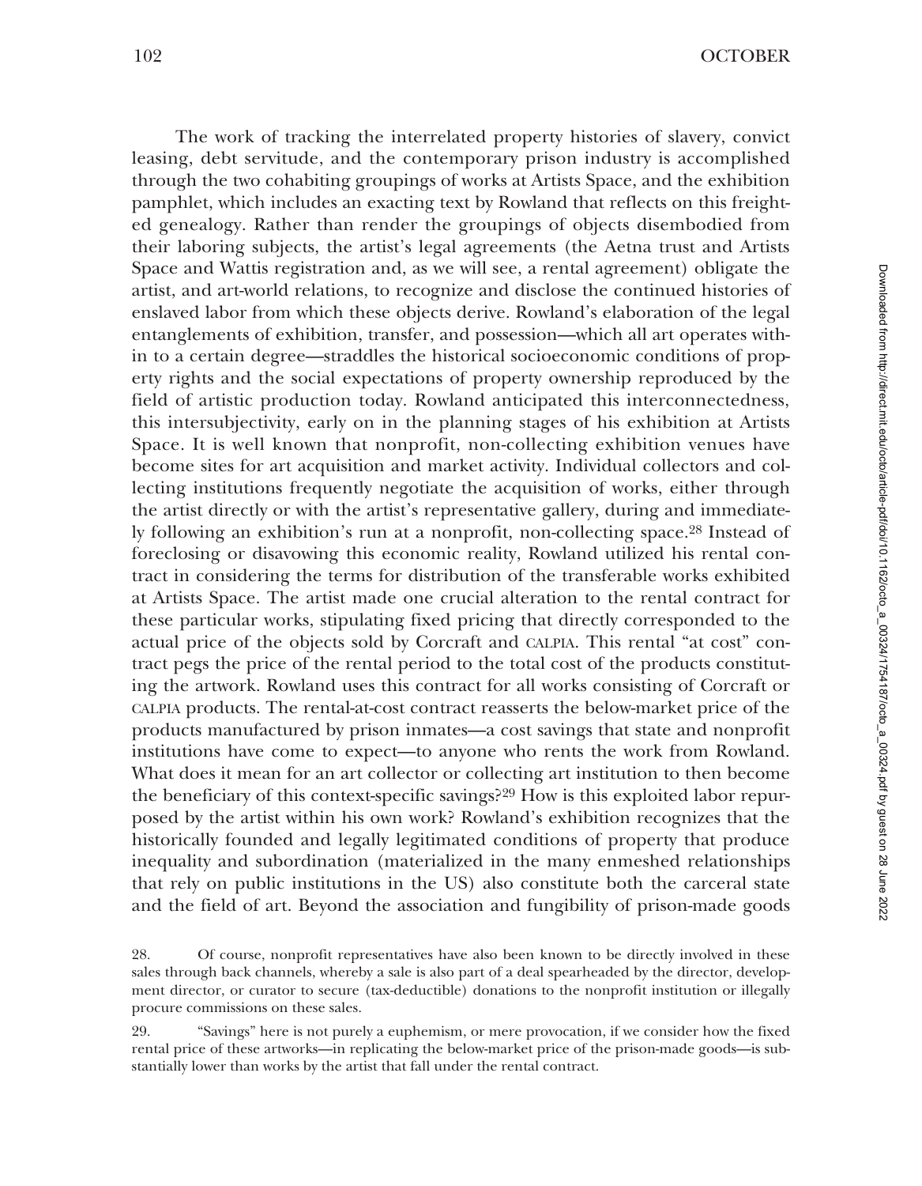The work of tracking the interrelated property histories of slavery, convict leasing, debt servitude, and the contemporary prison industry is accomplished through the two cohabiting groupings of works at Artists Space, and the exhibition pamphlet, which includes an exacting text by Rowland that reflects on this freighted genealogy. Rather than render the groupings of objects disembodied from their laboring subjects, the artist's legal agreements (the Aetna trust and Artists Space and Wattis registration and, as we will see, a rental agreement) obligate the artist, and art-world relations, to recognize and disclose the continued histories of enslaved labor from which these objects derive. Rowland's elaboration of the legal entanglements of exhibition, transfer, and possession—which all art operates within to a certain degree—straddles the historical socioeconomic conditions of property rights and the social expectations of property ownership reproduced by the field of artistic production today. Rowland anticipated this interconnectedness, this intersubjectivity, early on in the planning stages of his exhibition at Artists Space. It is well known that nonprofit, non-collecting exhibition venues have become sites for art acquisition and market activity. Individual collectors and collecting institutions frequently negotiate the acquisition of works, either through the artist directly or with the artist's representative gallery, during and immediately following an exhibition's run at a nonprofit, non-collecting space.[28] Instead of foreclosing or disavowing this economic reality, Rowland utilized his rental contract in considering the terms for distribution of the transferable works exhibited at Artists Space. The artist made one crucial alteration to the rental contract for these particular works, stipulating fixed pricing that directly corresponded to the actual price of the objects sold by Corcraft and CALPIA. This rental "at cost" contract pegs the price of the rental period to the total cost of the products constituting the artwork. Rowland uses this contract for all works consisting of Corcraft or CALPIA products. The rental-at-cost contract reasserts the below-market price of the products manufactured by prison inmates—a cost savings that state and nonprofit institutions have come to expect—to anyone who rents the work from Rowland. What does it mean for an art collector or collecting art institution to then become the beneficiary of this context-specific savings?[29] How is this exploited labor repurposed by the artist within his own work? Rowland's exhibition recognizes that the historically founded and legally legitimated conditions of property that produce inequality and subordination (materialized in the many enmeshed relationships that rely on public institutions in the US) also constitute both the carceral state and the field of art. Beyond the association and fungibility of prison-made goods

28. Of course, nonprofit representatives have also been known to be directly involved in these sales through back channels, whereby a sale is also part of a deal spearheaded by the director, development director, or curator to secure (tax-deductible) donations to the nonprofit institution or illegally procure commissions on these sales.

29. "Savings" here is not purely a euphemism, or mere provocation, if we consider how the fixed rental price of these artworks—in replicating the below-market price of the prison-made goods—is substantially lower than works by the artist that fall under the rental contract.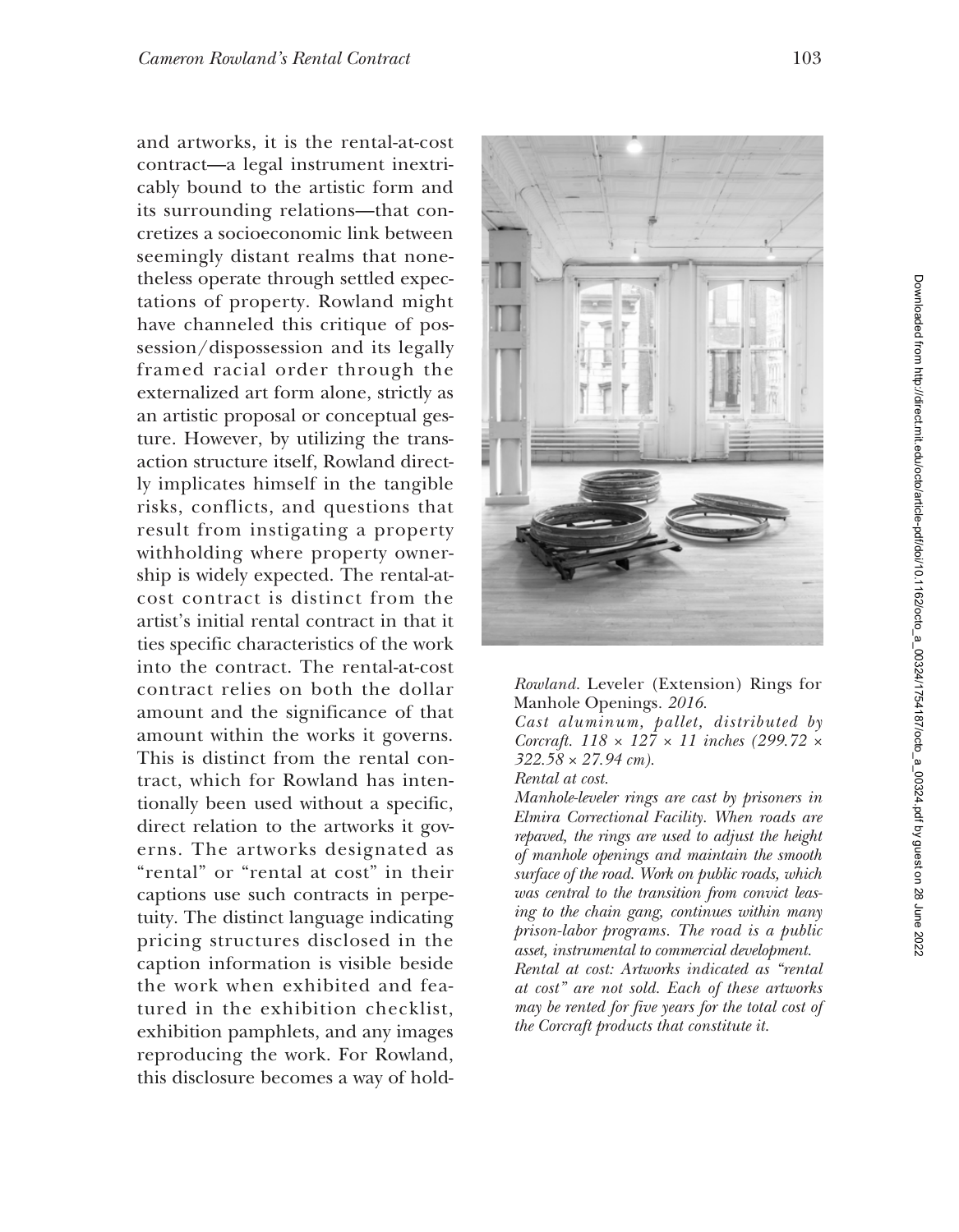and artworks, it is the rental-at-cost contract—a legal instrument inextricably bound to the artistic form and its surrounding relations—that concretizes a socioeconomic link between seemingly distant realms that nonetheless operate through settled expectations of property. Rowland might have channeled this critique of possession/dispossession and its legally framed racial order through the externalized art form alone, strictly as an artistic proposal or conceptual gesture. However, by utilizing the transaction structure itself, Rowland directly implicates himself in the tangible risks, conflicts, and questions that result from instigating a property withholding where property ownership is widely expected. The rental-at-cost contract is distinct from the artist's initial rental contract in that it ties specific characteristics of the work into the contract. The rental-at-cost contract relies on both the dollar amount and the significance of that amount within the works it governs. This is distinct from the rental contract, which for Rowland has intentionally been used without a specific, direct relation to the artworks it governs. The artworks designated as "rental" or "rental at cost" in their captions use such contracts in perpetuity. The distinct language indicating pricing structures disclosed in the caption information is visible beside the work when exhibited and featured in the exhibition checklist, exhibition pamphlets, and any images reproducing the work. For Rowland, this disclosure becomes a way of hold-

*Rowland.* Leveler (Extension) Rings for Manhole Openings. *2016.*
*Cast aluminum, pallet, distributed by Corcraft. 118 × 127 × 11 inches (299.72 × 322.58 × 27.94 cm).*
*Rental at cost.*
*Manhole-leveler rings are cast by prisoners in Elmira Correctional Facility. When roads are repaved, the rings are used to adjust the height of manhole openings and maintain the smooth surface of the road. Work on public roads, which was central to the transition from convict leasing to the chain gang, continues within many prison-labor programs. The road is a public asset, instrumental to commercial development.*
*Rental at cost: Artworks indicated as "rental at cost" are not sold. Each of these artworks may be rented for five years for the total cost of the Corcraft products that constitute it.*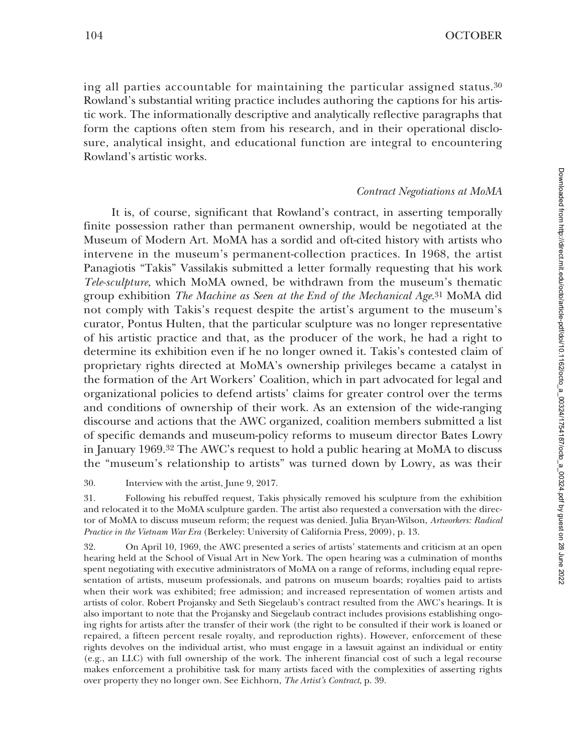ing all parties accountable for maintaining the particular assigned status.[30] Rowland's substantial writing practice includes authoring the captions for his artistic work. The informationally descriptive and analytically reflective paragraphs that form the captions often stem from his research, and in their operational disclosure, analytical insight, and educational function are integral to encountering Rowland's artistic works.

### *Contract Negotiations at MoMA*

It is, of course, significant that Rowland's contract, in asserting temporally finite possession rather than permanent ownership, would be negotiated at the Museum of Modern Art. MoMA has a sordid and oft-cited history with artists who intervene in the museum's permanent-collection practices. In 1968, the artist Panagiotis "Takis" Vassilakis submitted a letter formally requesting that his work *Tele-sculpture*, which MoMA owned, be withdrawn from the museum's thematic group exhibition *The Machine as Seen at the End of the Mechanical Age*.[31] MoMA did not comply with Takis's request despite the artist's argument to the museum's curator, Pontus Hulten, that the particular sculpture was no longer representative of his artistic practice and that, as the producer of the work, he had a right to determine its exhibition even if he no longer owned it. Takis's contested claim of proprietary rights directed at MoMA's ownership privileges became a catalyst in the formation of the Art Workers' Coalition, which in part advocated for legal and organizational policies to defend artists' claims for greater control over the terms and conditions of ownership of their work. As an extension of the wide-ranging discourse and actions that the AWC organized, coalition members submitted a list of specific demands and museum-policy reforms to museum director Bates Lowry in January 1969.[32] The AWC's request to hold a public hearing at MoMA to discuss the "museum's relationship to artists" was turned down by Lowry, as was their

30. Interview with the artist, June 9, 2017.

31. Following his rebuffed request, Takis physically removed his sculpture from the exhibition and relocated it to the MoMA sculpture garden. The artist also requested a conversation with the director of MoMA to discuss museum reform; the request was denied. Julia Bryan-Wilson, *Artworkers: Radical Practice in the Vietnam War Era* (Berkeley: University of California Press, 2009), p. 13.

32. On April 10, 1969, the AWC presented a series of artists' statements and criticism at an open hearing held at the School of Visual Art in New York. The open hearing was a culmination of months spent negotiating with executive administrators of MoMA on a range of reforms, including equal representation of artists, museum professionals, and patrons on museum boards; royalties paid to artists when their work was exhibited; free admission; and increased representation of women artists and artists of color. Robert Projansky and Seth Siegelaub's contract resulted from the AWC's hearings. It is also important to note that the Projansky and Siegelaub contract includes provisions establishing ongoing rights for artists after the transfer of their work (the right to be consulted if their work is loaned or repaired, a fifteen percent resale royalty, and reproduction rights). However, enforcement of these rights devolves on the individual artist, who must engage in a lawsuit against an individual or entity (e.g., an LLC) with full ownership of the work. The inherent financial cost of such a legal recourse makes enforcement a prohibitive task for many artists faced with the complexities of asserting rights over property they no longer own. See Eichhorn, *The Artist's Contract*, p. 39.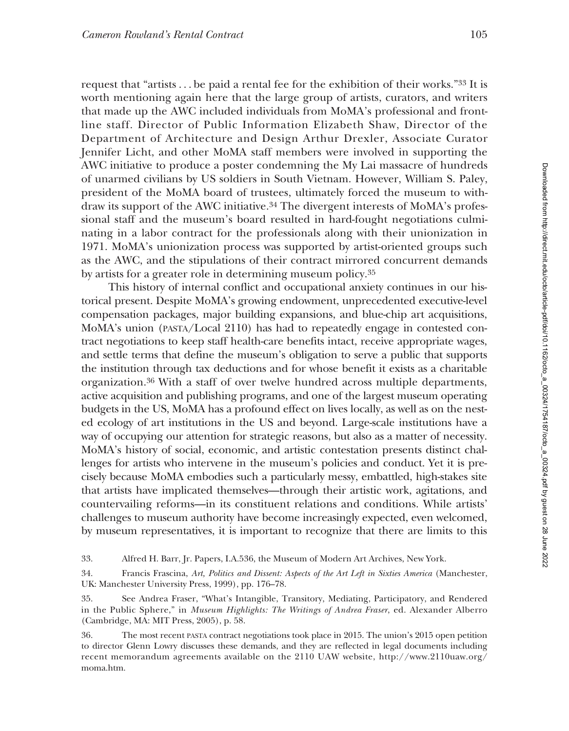request that "artists . . . be paid a rental fee for the exhibition of their works."[33] It is worth mentioning again here that the large group of artists, curators, and writers that made up the AWC included individuals from MoMA's professional and frontline staff. Director of Public Information Elizabeth Shaw, Director of the Department of Architecture and Design Arthur Drexler, Associate Curator Jennifer Licht, and other MoMA staff members were involved in supporting the AWC initiative to produce a poster condemning the My Lai massacre of hundreds of unarmed civilians by US soldiers in South Vietnam. However, William S. Paley, president of the MoMA board of trustees, ultimately forced the museum to withdraw its support of the AWC initiative.[34] The divergent interests of MoMA's professional staff and the museum's board resulted in hard-fought negotiations culminating in a labor contract for the professionals along with their unionization in 1971. MoMA's unionization process was supported by artist-oriented groups such as the AWC, and the stipulations of their contract mirrored concurrent demands by artists for a greater role in determining museum policy.[35]

This history of internal conflict and occupational anxiety continues in our historical present. Despite MoMA's growing endowment, unprecedented executive-level compensation packages, major building expansions, and blue-chip art acquisitions, MoMA's union (PASTA/Local 2110) has had to repeatedly engage in contested contract negotiations to keep staff health-care benefits intact, receive appropriate wages, and settle terms that define the museum's obligation to serve a public that supports the institution through tax deductions and for whose benefit it exists as a charitable organization.[36] With a staff of over twelve hundred across multiple departments, active acquisition and publishing programs, and one of the largest museum operating budgets in the US, MoMA has a profound effect on lives locally, as well as on the nested ecology of art institutions in the US and beyond. Large-scale institutions have a way of occupying our attention for strategic reasons, but also as a matter of necessity. MoMA's history of social, economic, and artistic contestation presents distinct challenges for artists who intervene in the museum's policies and conduct. Yet it is precisely because MoMA embodies such a particularly messy, embattled, high-stakes site that artists have implicated themselves—through their artistic work, agitations, and countervailing reforms—in its constituent relations and conditions. While artists' challenges to museum authority have become increasingly expected, even welcomed, by museum representatives, it is important to recognize that there are limits to this

33. Alfred H. Barr, Jr. Papers, I.A.536, the Museum of Modern Art Archives, New York.

34. Francis Frascina, *Art, Politics and Dissent: Aspects of the Art Left in Sixties America* (Manchester, UK: Manchester University Press, 1999), pp. 176–78.

35. See Andrea Fraser, "What's Intangible, Transitory, Mediating, Participatory, and Rendered in the Public Sphere," in *Museum Highlights: The Writings of Andrea Fraser*, ed. Alexander Alberro (Cambridge, MA: MIT Press, 2005), p. 58.

36. The most recent PASTA contract negotiations took place in 2015. The union's 2015 open petition to director Glenn Lowry discusses these demands, and they are reflected in legal documents including recent memorandum agreements available on the 2110 UAW website, http://www.2110uaw.org/moma.htm.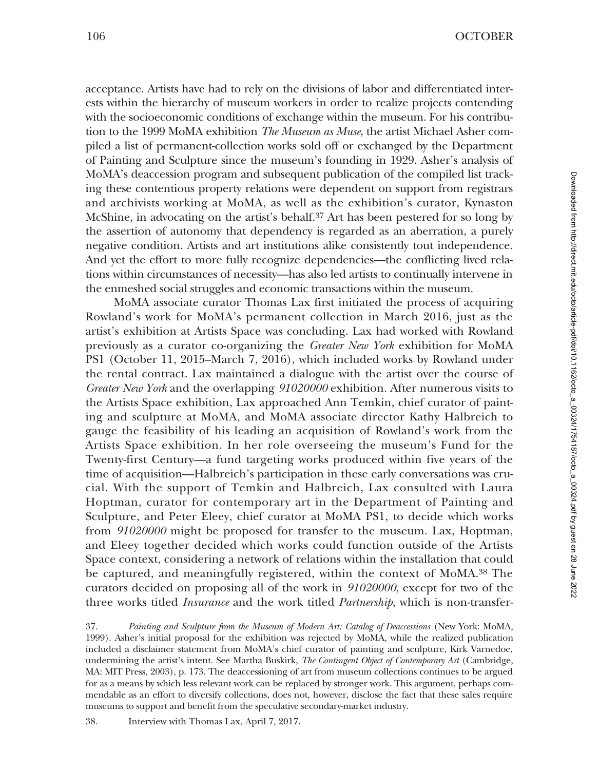acceptance. Artists have had to rely on the divisions of labor and differentiated interests within the hierarchy of museum workers in order to realize projects contending with the socioeconomic conditions of exchange within the museum. For his contribution to the 1999 MoMA exhibition *The Museum as Muse*, the artist Michael Asher compiled a list of permanent-collection works sold off or exchanged by the Department of Painting and Sculpture since the museum's founding in 1929. Asher's analysis of MoMA's deaccession program and subsequent publication of the compiled list tracking these contentious property relations were dependent on support from registrars and archivists working at MoMA, as well as the exhibition's curator, Kynaston McShine, in advocating on the artist's behalf.[37] Art has been pestered for so long by the assertion of autonomy that dependency is regarded as an aberration, a purely negative condition. Artists and art institutions alike consistently tout independence. And yet the effort to more fully recognize dependencies—the conflicting lived relations within circumstances of necessity—has also led artists to continually intervene in the enmeshed social struggles and economic transactions within the museum.

MoMA associate curator Thomas Lax first initiated the process of acquiring Rowland's work for MoMA's permanent collection in March 2016, just as the artist's exhibition at Artists Space was concluding. Lax had worked with Rowland previously as a curator co-organizing the *Greater New York* exhibition for MoMA PS1 (October 11, 2015–March 7, 2016), which included works by Rowland under the rental contract. Lax maintained a dialogue with the artist over the course of *Greater New York* and the overlapping *91020000* exhibition. After numerous visits to the Artists Space exhibition, Lax approached Ann Temkin, chief curator of painting and sculpture at MoMA, and MoMA associate director Kathy Halbreich to gauge the feasibility of his leading an acquisition of Rowland's work from the Artists Space exhibition. In her role overseeing the museum's Fund for the Twenty-first Century—a fund targeting works produced within five years of the time of acquisition—Halbreich's participation in these early conversations was crucial. With the support of Temkin and Halbreich, Lax consulted with Laura Hoptman, curator for contemporary art in the Department of Painting and Sculpture, and Peter Eleey, chief curator at MoMA PS1, to decide which works from *91020000* might be proposed for transfer to the museum. Lax, Hoptman, and Eleey together decided which works could function outside of the Artists Space context, considering a network of relations within the installation that could be captured, and meaningfully registered, within the context of MoMA.[38] The curators decided on proposing all of the work in *91020000*, except for two of the three works titled *Insurance* and the work titled *Partnership*, which is non-transfer-

37. *Painting and Sculpture from the Museum of Modern Art: Catalog of Deaccessions* (New York: MoMA, 1999). Asher's initial proposal for the exhibition was rejected by MoMA, while the realized publication included a disclaimer statement from MoMA's chief curator of painting and sculpture, Kirk Varnedoe, undermining the artist's intent. See Martha Buskirk, *The Contingent Object of Contemporary Art* (Cambridge, MA: MIT Press, 2003), p. 173. The deaccessioning of art from museum collections continues to be argued for as a means by which less relevant work can be replaced by stronger work. This argument, perhaps commendable as an effort to diversify collections, does not, however, disclose the fact that these sales require museums to support and benefit from the speculative secondary-market industry.

38. Interview with Thomas Lax, April 7, 2017.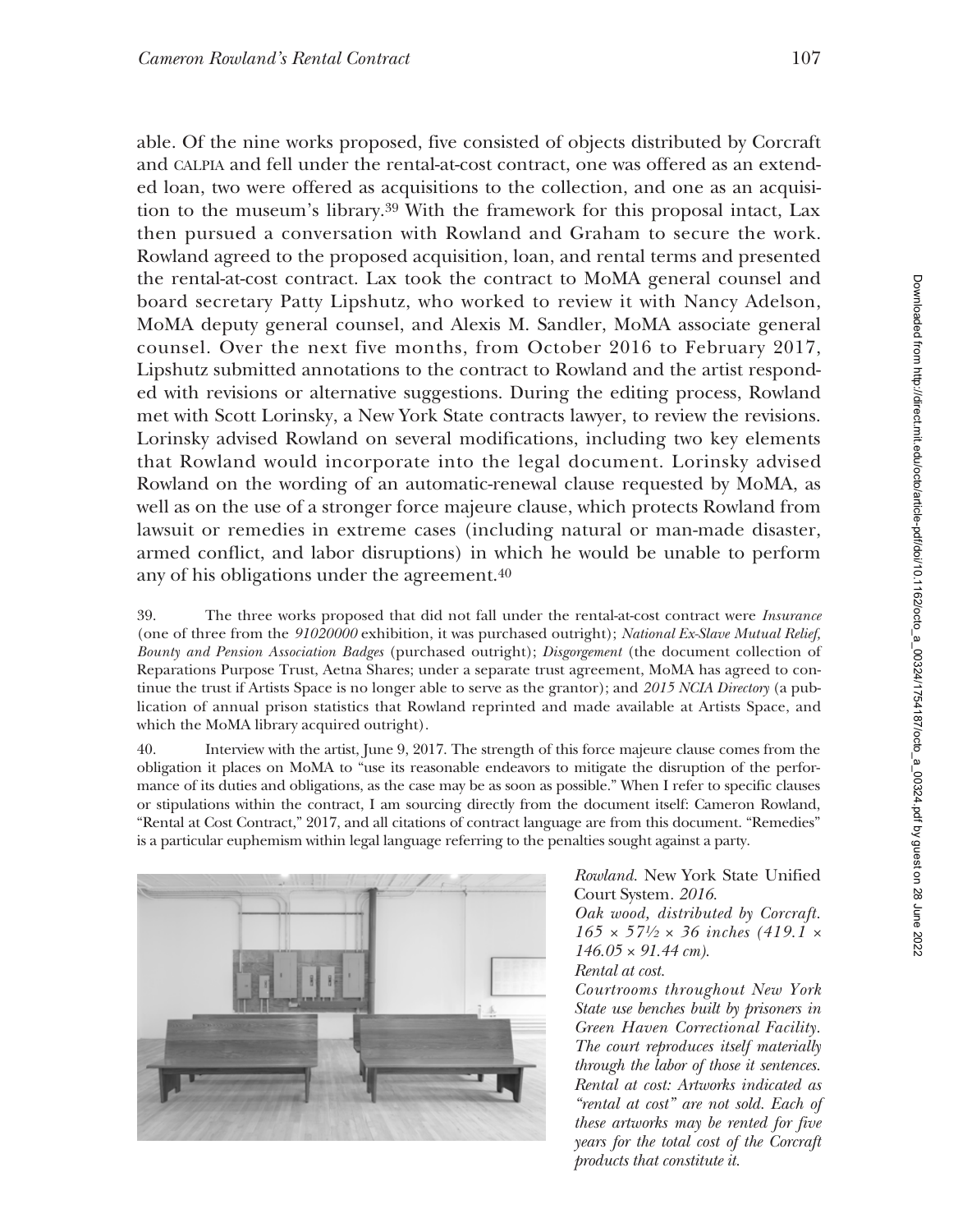able. Of the nine works proposed, five consisted of objects distributed by Corcraft and CALPIA and fell under the rental-at-cost contract, one was offered as an extended loan, two were offered as acquisitions to the collection, and one as an acquisition to the museum's library.[39] With the framework for this proposal intact, Lax then pursued a conversation with Rowland and Graham to secure the work. Rowland agreed to the proposed acquisition, loan, and rental terms and presented the rental-at-cost contract. Lax took the contract to MoMA general counsel and board secretary Patty Lipshutz, who worked to review it with Nancy Adelson, MoMA deputy general counsel, and Alexis M. Sandler, MoMA associate general counsel. Over the next five months, from October 2016 to February 2017, Lipshutz submitted annotations to the contract to Rowland and the artist responded with revisions or alternative suggestions. During the editing process, Rowland met with Scott Lorinsky, a New York State contracts lawyer, to review the revisions. Lorinsky advised Rowland on several modifications, including two key elements that Rowland would incorporate into the legal document. Lorinsky advised Rowland on the wording of an automatic-renewal clause requested by MoMA, as well as on the use of a stronger force majeure clause, which protects Rowland from lawsuit or remedies in extreme cases (including natural or man-made disaster, armed conflict, and labor disruptions) in which he would be unable to perform any of his obligations under the agreement.[40]

39. The three works proposed that did not fall under the rental-at-cost contract were *Insurance* (one of three from the *91020000* exhibition, it was purchased outright); *National Ex-Slave Mutual Relief, Bounty and Pension Association Badges* (purchased outright); *Disgorgement* (the document collection of Reparations Purpose Trust, Aetna Shares; under a separate trust agreement, MoMA has agreed to continue the trust if Artists Space is no longer able to serve as the grantor); and *2015 NCIA Directory* (a publication of annual prison statistics that Rowland reprinted and made available at Artists Space, and which the MoMA library acquired outright).

40. Interview with the artist, June 9, 2017. The strength of this force majeure clause comes from the obligation it places on MoMA to "use its reasonable endeavors to mitigate the disruption of the performance of its duties and obligations, as the case may be as soon as possible." When I refer to specific clauses or stipulations within the contract, I am sourcing directly from the document itself: Cameron Rowland, "Rental at Cost Contract," 2017, and all citations of contract language are from this document. "Remedies" is a particular euphemism within legal language referring to the penalties sought against a party.

*Rowland.* New York State Unified Court System. *2016.*
*Oak wood, distributed by Corcraft.*
*165 × 57½ × 36 inches (419.1 × 146.05 × 91.44 cm).*
*Rental at cost.*
*Courtrooms throughout New York State use benches built by prisoners in Green Haven Correctional Facility. The court reproduces itself materially through the labor of those it sentences. Rental at cost: Artworks indicated as "rental at cost" are not sold. Each of these artworks may be rented for five years for the total cost of the Corcraft products that constitute it.*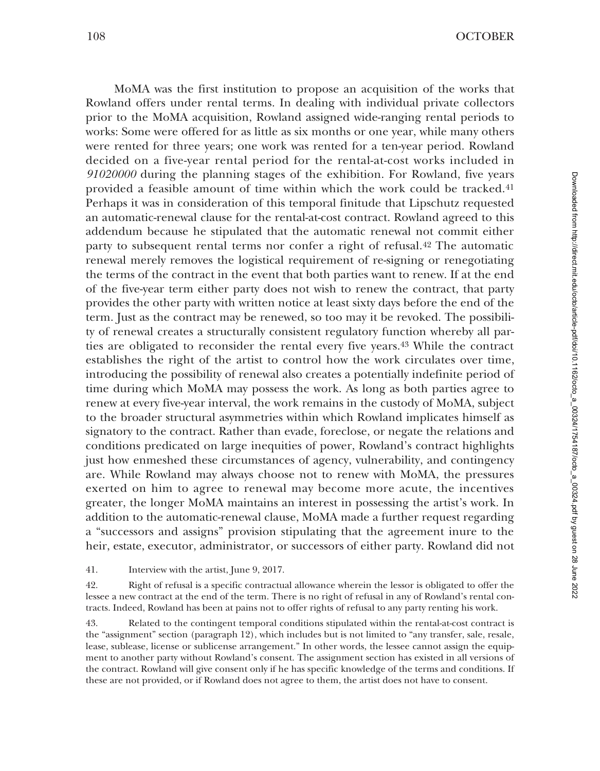MoMA was the first institution to propose an acquisition of the works that Rowland offers under rental terms. In dealing with individual private collectors prior to the MoMA acquisition, Rowland assigned wide-ranging rental periods to works: Some were offered for as little as six months or one year, while many others were rented for three years; one work was rented for a ten-year period. Rowland decided on a five-year rental period for the rental-at-cost works included in *91020000* during the planning stages of the exhibition. For Rowland, five years provided a feasible amount of time within which the work could be tracked.[41] Perhaps it was in consideration of this temporal finitude that Lipschutz requested an automatic-renewal clause for the rental-at-cost contract. Rowland agreed to this addendum because he stipulated that the automatic renewal not commit either party to subsequent rental terms nor confer a right of refusal.[42] The automatic renewal merely removes the logistical requirement of re-signing or renegotiating the terms of the contract in the event that both parties want to renew. If at the end of the five-year term either party does not wish to renew the contract, that party provides the other party with written notice at least sixty days before the end of the term. Just as the contract may be renewed, so too may it be revoked. The possibility of renewal creates a structurally consistent regulatory function whereby all parties are obligated to reconsider the rental every five years.[43] While the contract establishes the right of the artist to control how the work circulates over time, introducing the possibility of renewal also creates a potentially indefinite period of time during which MoMA may possess the work. As long as both parties agree to renew at every five-year interval, the work remains in the custody of MoMA, subject to the broader structural asymmetries within which Rowland implicates himself as signatory to the contract. Rather than evade, foreclose, or negate the relations and conditions predicated on large inequities of power, Rowland's contract highlights just how enmeshed these circumstances of agency, vulnerability, and contingency are. While Rowland may always choose not to renew with MoMA, the pressures exerted on him to agree to renewal may become more acute, the incentives greater, the longer MoMA maintains an interest in possessing the artist's work. In addition to the automatic-renewal clause, MoMA made a further request regarding a "successors and assigns" provision stipulating that the agreement inure to the heir, estate, executor, administrator, or successors of either party. Rowland did not

41. Interview with the artist, June 9, 2017.

42. Right of refusal is a specific contractual allowance wherein the lessor is obligated to offer the lessee a new contract at the end of the term. There is no right of refusal in any of Rowland's rental contracts. Indeed, Rowland has been at pains not to offer rights of refusal to any party renting his work.

43. Related to the contingent temporal conditions stipulated within the rental-at-cost contract is the "assignment" section (paragraph 12), which includes but is not limited to "any transfer, sale, resale, lease, sublease, license or sublicense arrangement." In other words, the lessee cannot assign the equipment to another party without Rowland's consent. The assignment section has existed in all versions of the contract. Rowland will give consent only if he has specific knowledge of the terms and conditions. If these are not provided, or if Rowland does not agree to them, the artist does not have to consent.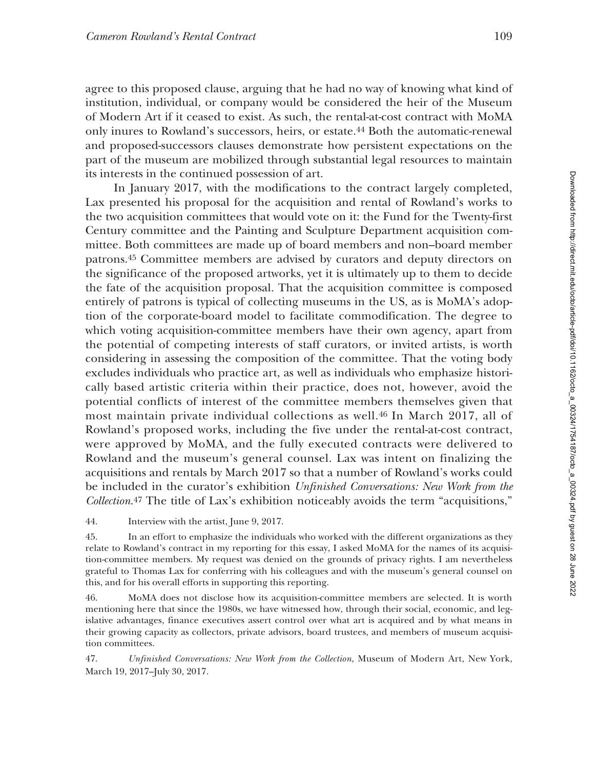agree to this proposed clause, arguing that he had no way of knowing what kind of institution, individual, or company would be considered the heir of the Museum of Modern Art if it ceased to exist. As such, the rental-at-cost contract with MoMA only inures to Rowland's successors, heirs, or estate.[44] Both the automatic-renewal and proposed-successors clauses demonstrate how persistent expectations on the part of the museum are mobilized through substantial legal resources to maintain its interests in the continued possession of art.

In January 2017, with the modifications to the contract largely completed, Lax presented his proposal for the acquisition and rental of Rowland's works to the two acquisition committees that would vote on it: the Fund for the Twenty-first Century committee and the Painting and Sculpture Department acquisition committee. Both committees are made up of board members and non–board member patrons.[45] Committee members are advised by curators and deputy directors on the significance of the proposed artworks, yet it is ultimately up to them to decide the fate of the acquisition proposal. That the acquisition committee is composed entirely of patrons is typical of collecting museums in the US, as is MoMA's adoption of the corporate-board model to facilitate commodification. The degree to which voting acquisition-committee members have their own agency, apart from the potential of competing interests of staff curators, or invited artists, is worth considering in assessing the composition of the committee. That the voting body excludes individuals who practice art, as well as individuals who emphasize historically based artistic criteria within their practice, does not, however, avoid the potential conflicts of interest of the committee members themselves given that most maintain private individual collections as well.[46] In March 2017, all of Rowland's proposed works, including the five under the rental-at-cost contract, were approved by MoMA, and the fully executed contracts were delivered to Rowland and the museum's general counsel. Lax was intent on finalizing the acquisitions and rentals by March 2017 so that a number of Rowland's works could be included in the curator's exhibition *Unfinished Conversations: New Work from the Collection*.[47] The title of Lax's exhibition noticeably avoids the term "acquisitions,"

44. Interview with the artist, June 9, 2017.

45. In an effort to emphasize the individuals who worked with the different organizations as they relate to Rowland's contract in my reporting for this essay, I asked MoMA for the names of its acquisition-committee members. My request was denied on the grounds of privacy rights. I am nevertheless grateful to Thomas Lax for conferring with his colleagues and with the museum's general counsel on this, and for his overall efforts in supporting this reporting.

46. MoMA does not disclose how its acquisition-committee members are selected. It is worth mentioning here that since the 1980s, we have witnessed how, through their social, economic, and legislative advantages, finance executives assert control over what art is acquired and by what means in their growing capacity as collectors, private advisors, board trustees, and members of museum acquisition committees.

47. *Unfinished Conversations: New Work from the Collection*, Museum of Modern Art, New York, March 19, 2017–July 30, 2017.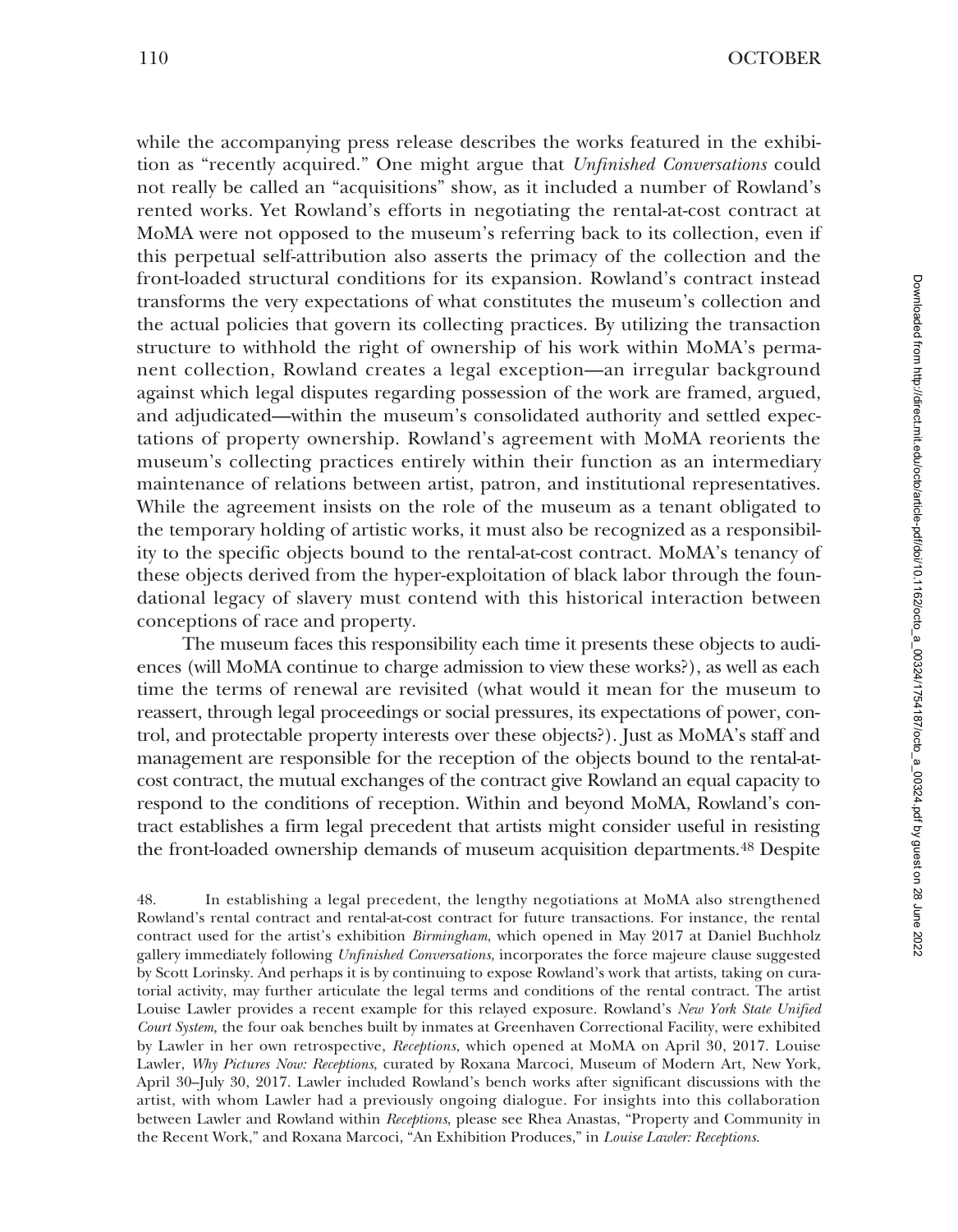while the accompanying press release describes the works featured in the exhibition as "recently acquired." One might argue that *Unfinished Conversations* could not really be called an "acquisitions" show, as it included a number of Rowland's rented works. Yet Rowland's efforts in negotiating the rental-at-cost contract at MoMA were not opposed to the museum's referring back to its collection, even if this perpetual self-attribution also asserts the primacy of the collection and the front-loaded structural conditions for its expansion. Rowland's contract instead transforms the very expectations of what constitutes the museum's collection and the actual policies that govern its collecting practices. By utilizing the transaction structure to withhold the right of ownership of his work within MoMA's permanent collection, Rowland creates a legal exception—an irregular background against which legal disputes regarding possession of the work are framed, argued, and adjudicated—within the museum's consolidated authority and settled expectations of property ownership. Rowland's agreement with MoMA reorients the museum's collecting practices entirely within their function as an intermediary maintenance of relations between artist, patron, and institutional representatives. While the agreement insists on the role of the museum as a tenant obligated to the temporary holding of artistic works, it must also be recognized as a responsibility to the specific objects bound to the rental-at-cost contract. MoMA's tenancy of these objects derived from the hyper-exploitation of black labor through the foundational legacy of slavery must contend with this historical interaction between conceptions of race and property.

The museum faces this responsibility each time it presents these objects to audiences (will MoMA continue to charge admission to view these works?), as well as each time the terms of renewal are revisited (what would it mean for the museum to reassert, through legal proceedings or social pressures, its expectations of power, control, and protectable property interests over these objects?). Just as MoMA's staff and management are responsible for the reception of the objects bound to the rental-at-cost contract, the mutual exchanges of the contract give Rowland an equal capacity to respond to the conditions of reception. Within and beyond MoMA, Rowland's contract establishes a firm legal precedent that artists might consider useful in resisting the front-loaded ownership demands of museum acquisition departments.[48] Despite

48. In establishing a legal precedent, the lengthy negotiations at MoMA also strengthened Rowland's rental contract and rental-at-cost contract for future transactions. For instance, the rental contract used for the artist's exhibition *Birmingham*, which opened in May 2017 at Daniel Buchholz gallery immediately following *Unfinished Conversations*, incorporates the force majeure clause suggested by Scott Lorinsky. And perhaps it is by continuing to expose Rowland's work that artists, taking on curatorial activity, may further articulate the legal terms and conditions of the rental contract. The artist Louise Lawler provides a recent example for this relayed exposure. Rowland's *New York State Unified Court System,* the four oak benches built by inmates at Greenhaven Correctional Facility, were exhibited by Lawler in her own retrospective, *Receptions*, which opened at MoMA on April 30, 2017. Louise Lawler, *Why Pictures Now: Receptions*, curated by Roxana Marcoci, Museum of Modern Art, New York, April 30–July 30, 2017. Lawler included Rowland's bench works after significant discussions with the artist, with whom Lawler had a previously ongoing dialogue. For insights into this collaboration between Lawler and Rowland within *Receptions*, please see Rhea Anastas, "Property and Community in the Recent Work," and Roxana Marcoci, "An Exhibition Produces," in *Louise Lawler: Receptions*.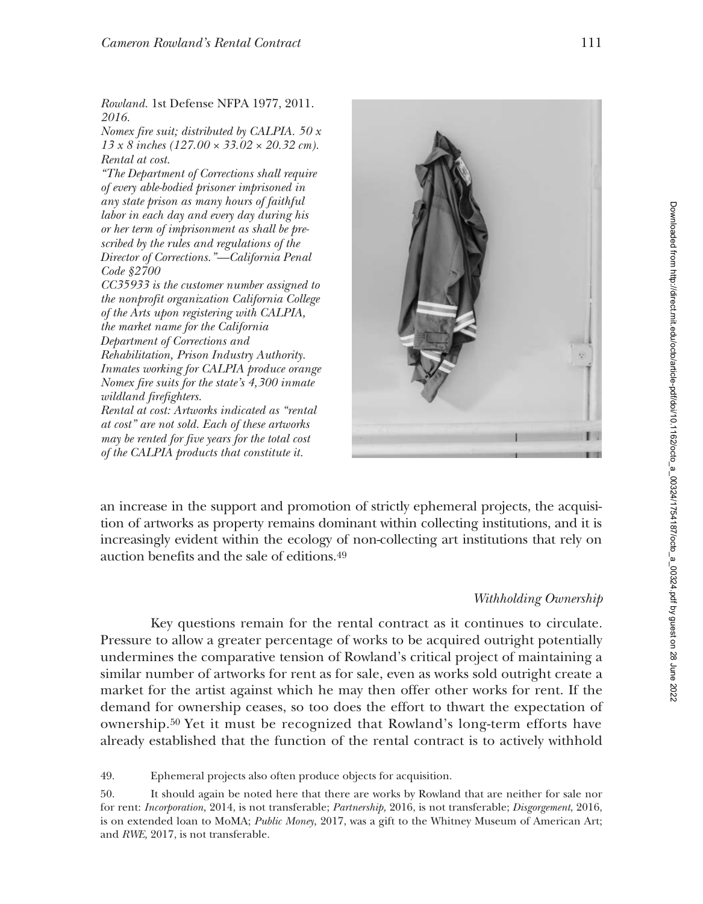*Rowland.* 1st Defense NFPA 1977, 2011. *2016.*
*Nomex fire suit; distributed by CALPIA. 50 x 13 x 8 inches (127.00 × 33.02 × 20.32 cm). Rental at cost.*
*"The Department of Corrections shall require of every able-bodied prisoner imprisoned in any state prison as many hours of faithful labor in each day and every day during his or her term of imprisonment as shall be prescribed by the rules and regulations of the Director of Corrections."—California Penal Code §2700*
*CC35933 is the customer number assigned to the nonprofit organization California College of the Arts upon registering with CALPIA, the market name for the California Department of Corrections and Rehabilitation, Prison Industry Authority. Inmates working for CALPIA produce orange Nomex fire suits for the state's 4,300 inmate wildland firefighters.*
*Rental at cost: Artworks indicated as "rental at cost" are not sold. Each of these artworks may be rented for five years for the total cost of the CALPIA products that constitute it.*

an increase in the support and promotion of strictly ephemeral projects, the acquisition of artworks as property remains dominant within collecting institutions, and it is increasingly evident within the ecology of non-collecting art institutions that rely on auction benefits and the sale of editions.[49]

### *Withholding Ownership*

Key questions remain for the rental contract as it continues to circulate. Pressure to allow a greater percentage of works to be acquired outright potentially undermines the comparative tension of Rowland's critical project of maintaining a similar number of artworks for rent as for sale, even as works sold outright create a market for the artist against which he may then offer other works for rent. If the demand for ownership ceases, so too does the effort to thwart the expectation of ownership.[50] Yet it must be recognized that Rowland's long-term efforts have already established that the function of the rental contract is to actively withhold

49. Ephemeral projects also often produce objects for acquisition.

50. It should again be noted here that there are works by Rowland that are neither for sale nor for rent: *Incorporation,* 2014, is not transferable; *Partnership,* 2016, is not transferable; *Disgorgement*, 2016, is on extended loan to MoMA; *Public Money,* 2017, was a gift to the Whitney Museum of American Art; and *RWE,* 2017, is not transferable.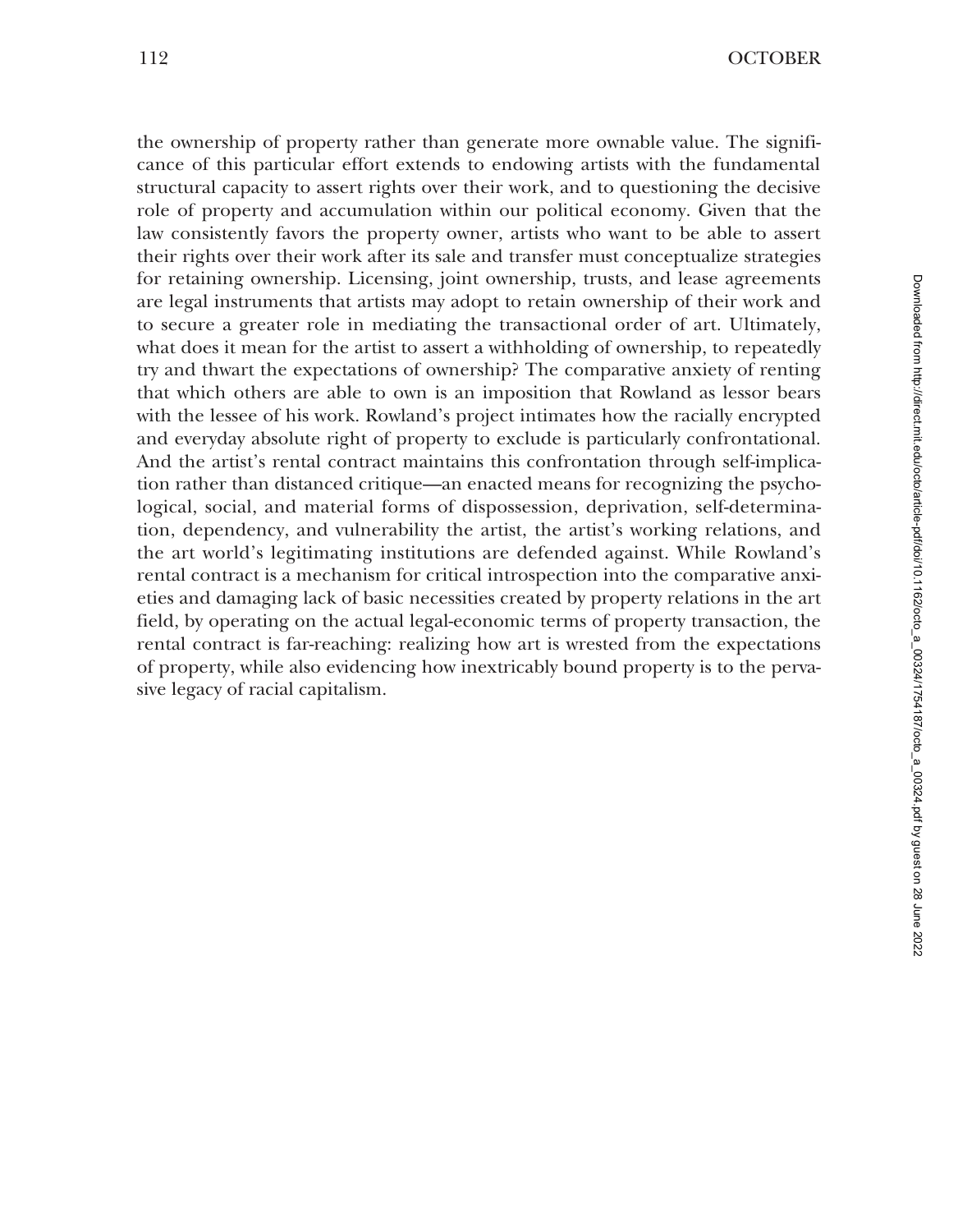the ownership of property rather than generate more ownable value. The significance of this particular effort extends to endowing artists with the fundamental structural capacity to assert rights over their work, and to questioning the decisive role of property and accumulation within our political economy. Given that the law consistently favors the property owner, artists who want to be able to assert their rights over their work after its sale and transfer must conceptualize strategies for retaining ownership. Licensing, joint ownership, trusts, and lease agreements are legal instruments that artists may adopt to retain ownership of their work and to secure a greater role in mediating the transactional order of art. Ultimately, what does it mean for the artist to assert a withholding of ownership, to repeatedly try and thwart the expectations of ownership? The comparative anxiety of renting that which others are able to own is an imposition that Rowland as lessor bears with the lessee of his work. Rowland's project intimates how the racially encrypted and everyday absolute right of property to exclude is particularly confrontational. And the artist's rental contract maintains this confrontation through self-implication rather than distanced critique—an enacted means for recognizing the psychological, social, and material forms of dispossession, deprivation, self-determination, dependency, and vulnerability the artist, the artist's working relations, and the art world's legitimating institutions are defended against. While Rowland's rental contract is a mechanism for critical introspection into the comparative anxieties and damaging lack of basic necessities created by property relations in the art field, by operating on the actual legal-economic terms of property transaction, the rental contract is far-reaching: realizing how art is wrested from the expectations of property, while also evidencing how inextricably bound property is to the pervasive legacy of racial capitalism.